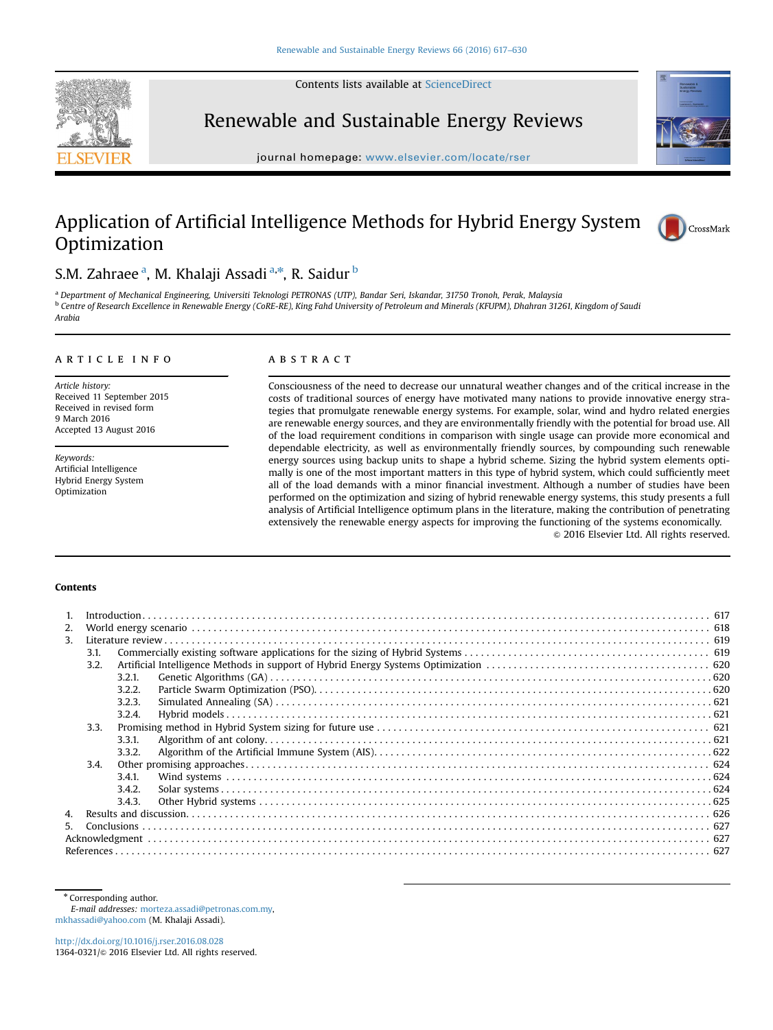# Application of Artificial Intelligence Methods for Hybrid Energy System Optimization

S.M. Zahraee [a], M. Khalaji Assadi [a,*], R. Saidur [b]

[a] Department of Mechanical Engineering, Universiti Teknologi PETRONAS (UTP), Bandar Seri, Iskandar, 31750 Tronoh, Perak, Malaysia

[b] Centre of Research Excellence in Renewable Energy (CoRE-RE), King Fahd University of Petroleum and Minerals (KFUPM), Dhahran 31261, Kingdom of Saudi Arabia

## ARTICLE INFO

*Article history:*
Received 11 September 2015
Received in revised form
9 March 2016
Accepted 13 August 2016

*Keywords:*
Artificial Intelligence
Hybrid Energy System
Optimization

## ABSTRACT

Consciousness of the need to decrease our unnatural weather changes and of the critical increase in the costs of traditional sources of energy have motivated many nations to provide innovative energy strategies that promulgate renewable energy systems. For example, solar, wind and hydro related energies are renewable energy sources, and they are environmentally friendly with the potential for broad use. All of the load requirement conditions in comparison with single usage can provide more economical and dependable electricity, as well as environmentally friendly sources, by compounding such renewable energy sources using backup units to shape a hybrid scheme. Sizing the hybrid system elements optimally is one of the most important matters in this type of hybrid system, which could sufficiently meet all of the load demands with a minor financial investment. Although a number of studies have been performed on the optimization and sizing of hybrid renewable energy systems, this study presents a full analysis of Artificial Intelligence optimum plans in the literature, making the contribution of penetrating extensively the renewable energy aspects for improving the functioning of the systems economically.

© 2016 Elsevier Ltd. All rights reserved.

## Contents

1. Introduction . . . 617
2. World energy scenario . . . 618
3. Literature review . . . 619
   - 3.1. Commercially existing software applications for the sizing of Hybrid Systems . . . 619
   - 3.2. Artificial Intelligence Methods in support of Hybrid Energy Systems Optimization . . . 620
     - 3.2.1. Genetic Algorithms (GA) . . . 620
     - 3.2.2. Particle Swarm Optimization (PSO) . . . 620
     - 3.2.3. Simulated Annealing (SA) . . . 621
     - 3.2.4. Hybrid models . . . 621
   - 3.3. Promising method in Hybrid System sizing for future use . . . 621
     - 3.3.1. Algorithm of ant colony . . . 621
     - 3.3.2. Algorithm of the Artificial Immune System (AIS) . . . 622
   - 3.4. Other promising approaches . . . 624
     - 3.4.1. Wind systems . . . 624
     - 3.4.2. Solar systems . . . 624
     - 3.4.3. Other Hybrid systems . . . 625
4. Results and discussion . . . 626
5. Conclusions . . . 627

Acknowledgment . . . 627

References . . . 627

---

* Corresponding author.
*E-mail addresses:* morteza.assadi@petronas.com.my, mkhassadi@yahoo.com (M. Khalaji Assadi).

http://dx.doi.org/10.1016/j.rser.2016.08.028
1364-0321/© 2016 Elsevier Ltd. All rights reserved.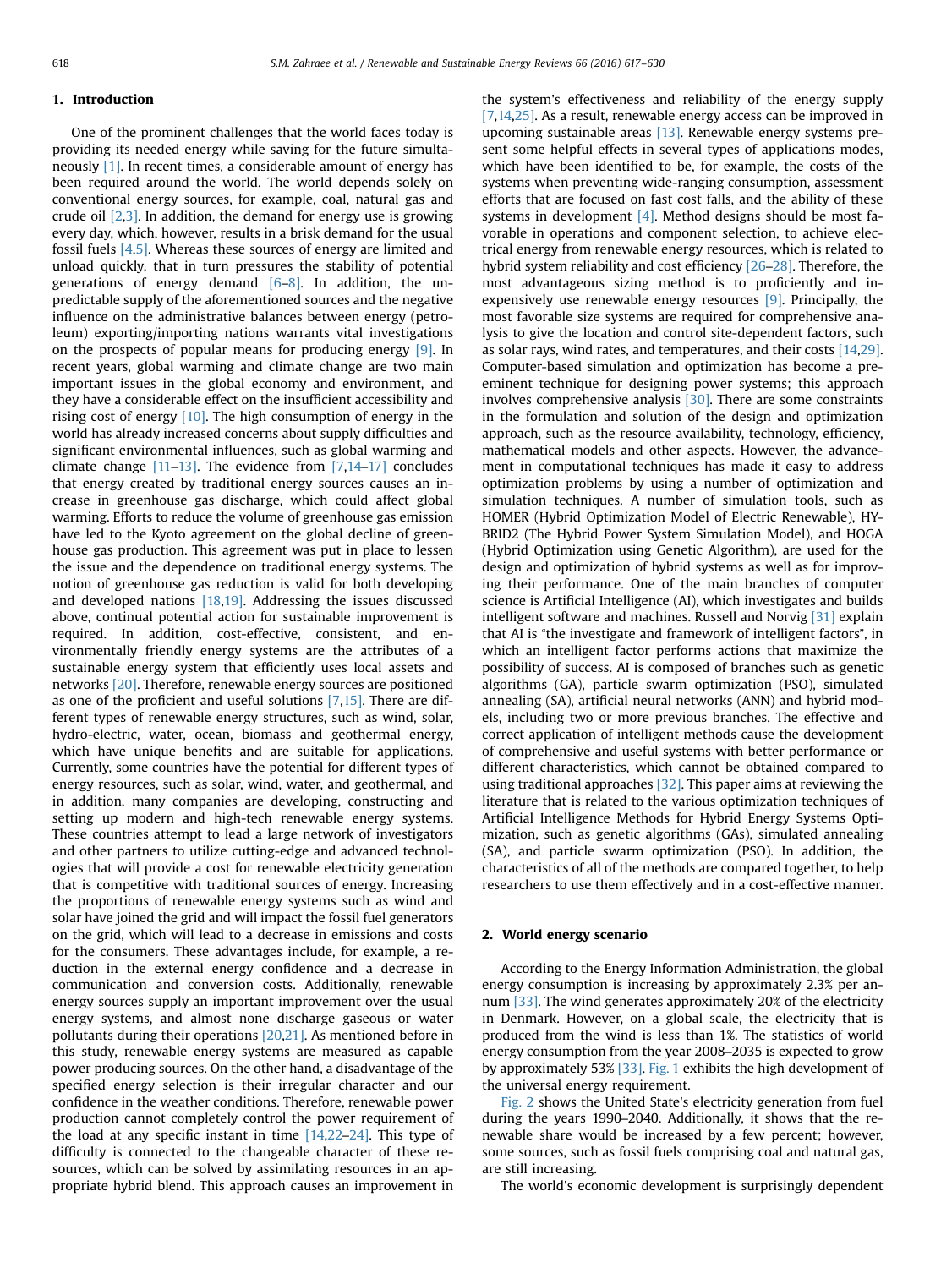## 1. Introduction

One of the prominent challenges that the world faces today is providing its needed energy while saving for the future simultaneously [1]. In recent times, a considerable amount of energy has been required around the world. The world depends solely on conventional energy sources, for example, coal, natural gas and crude oil [2,3]. In addition, the demand for energy use is growing every day, which, however, results in a brisk demand for the usual fossil fuels [4,5]. Whereas these sources of energy are limited and unload quickly, that in turn pressures the stability of potential generations of energy demand [6–8]. In addition, the unpredictable supply of the aforementioned sources and the negative influence on the administrative balances between energy (petroleum) exporting/importing nations warrants vital investigations on the prospects of popular means for producing energy [9]. In recent years, global warming and climate change are two main important issues in the global economy and environment, and they have a considerable effect on the insufficient accessibility and rising cost of energy [10]. The high consumption of energy in the world has already increased concerns about supply difficulties and significant environmental influences, such as global warming and climate change [11–13]. The evidence from [7,14–17] concludes that energy created by traditional energy sources causes an increase in greenhouse gas discharge, which could affect global warming. Efforts to reduce the volume of greenhouse gas emission have led to the Kyoto agreement on the global decline of greenhouse gas production. This agreement was put in place to lessen the issue and the dependence on traditional energy systems. The notion of greenhouse gas reduction is valid for both developing and developed nations [18,19]. Addressing the issues discussed above, continual potential action for sustainable improvement is required. In addition, cost-effective, consistent, and environmentally friendly energy systems are the attributes of a sustainable energy system that efficiently uses local assets and networks [20]. Therefore, renewable energy sources are positioned as one of the proficient and useful solutions [7,15]. There are different types of renewable energy structures, such as wind, solar, hydro-electric, water, ocean, biomass and geothermal energy, which have unique benefits and are suitable for applications. Currently, some countries have the potential for different types of energy resources, such as solar, wind, water, and geothermal, and in addition, many companies are developing, constructing and setting up modern and high-tech renewable energy systems. These countries attempt to lead a large network of investigators and other partners to utilize cutting-edge and advanced technologies that will provide a cost for renewable electricity generation that is competitive with traditional sources of energy. Increasing the proportions of renewable energy systems such as wind and solar have joined the grid and will impact the fossil fuel generators on the grid, which will lead to a decrease in emissions and costs for the consumers. These advantages include, for example, a reduction in the external energy confidence and a decrease in communication and conversion costs. Additionally, renewable energy sources supply an important improvement over the usual energy systems, and almost none discharge gaseous or water pollutants during their operations [20,21]. As mentioned before in this study, renewable energy systems are measured as capable power producing sources. On the other hand, a disadvantage of the specified energy selection is their irregular character and our confidence in the weather conditions. Therefore, renewable power production cannot completely control the power requirement of the load at any specific instant in time [14,22–24]. This type of difficulty is connected to the changeable character of these resources, which can be solved by assimilating resources in an appropriate hybrid blend. This approach causes an improvement in the system's effectiveness and reliability of the energy supply [7,14,25]. As a result, renewable energy access can be improved in upcoming sustainable areas [13]. Renewable energy systems present some helpful effects in several types of applications modes, which have been identified to be, for example, the costs of the systems when preventing wide-ranging consumption, assessment efforts that are focused on fast cost falls, and the ability of these systems in development [4]. Method designs should be most favorable in operations and component selection, to achieve electrical energy from renewable energy resources, which is related to hybrid system reliability and cost efficiency [26–28]. Therefore, the most advantageous sizing method is to proficiently and inexpensively use renewable energy resources [9]. Principally, the most favorable size systems are required for comprehensive analysis to give the location and control site-dependent factors, such as solar rays, wind rates, and temperatures, and their costs [14,29]. Computer-based simulation and optimization has become a preeminent technique for designing power systems; this approach involves comprehensive analysis [30]. There are some constraints in the formulation and solution of the design and optimization approach, such as the resource availability, technology, efficiency, mathematical models and other aspects. However, the advancement in computational techniques has made it easy to address optimization problems by using a number of optimization and simulation techniques. A number of simulation tools, such as HOMER (Hybrid Optimization Model of Electric Renewable), HYBRID2 (The Hybrid Power System Simulation Model), and HOGA (Hybrid Optimization using Genetic Algorithm), are used for the design and optimization of hybrid systems as well as for improving their performance. One of the main branches of computer science is Artificial Intelligence (AI), which investigates and builds intelligent software and machines. Russell and Norvig [31] explain that AI is "the investigate and framework of intelligent factors", in which an intelligent factor performs actions that maximize the possibility of success. AI is composed of branches such as genetic algorithms (GA), particle swarm optimization (PSO), simulated annealing (SA), artificial neural networks (ANN) and hybrid models, including two or more previous branches. The effective and correct application of intelligent methods cause the development of comprehensive and useful systems with better performance or different characteristics, which cannot be obtained compared to using traditional approaches [32]. This paper aims at reviewing the literature that is related to the various optimization techniques of Artificial Intelligence Methods for Hybrid Energy Systems Optimization, such as genetic algorithms (GAs), simulated annealing (SA), and particle swarm optimization (PSO). In addition, the characteristics of all of the methods are compared together, to help researchers to use them effectively and in a cost-effective manner.

## 2. World energy scenario

According to the Energy Information Administration, the global energy consumption is increasing by approximately 2.3% per annum [33]. The wind generates approximately 20% of the electricity in Denmark. However, on a global scale, the electricity that is produced from the wind is less than 1%. The statistics of world energy consumption from the year 2008–2035 is expected to grow by approximately 53% [33]. Fig. 1 exhibits the high development of the universal energy requirement.

Fig. 2 shows the United State's electricity generation from fuel during the years 1990–2040. Additionally, it shows that the renewable share would be increased by a few percent; however, some sources, such as fossil fuels comprising coal and natural gas, are still increasing.

The world's economic development is surprisingly dependent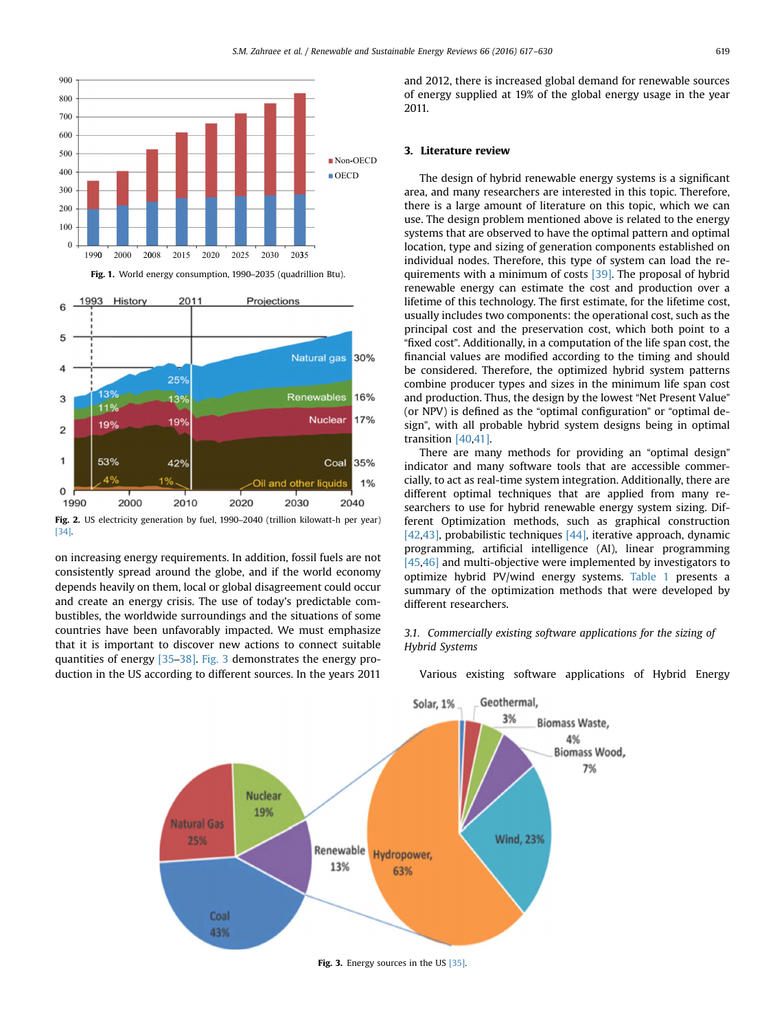Fig. 1. World energy consumption, 1990–2035 (quadrillion Btu).

Fig. 2. US electricity generation by fuel, 1990–2040 (trillion kilowatt-h per year) [34].

on increasing energy requirements. In addition, fossil fuels are not consistently spread around the globe, and if the world economy depends heavily on them, local or global disagreement could occur and create an energy crisis. The use of today's predictable combustibles, the worldwide surroundings and the situations of some countries have been unfavorably impacted. We must emphasize that it is important to discover new actions to connect suitable quantities of energy [35–38]. Fig. 3 demonstrates the energy production in the US according to different sources. In the years 2011 and 2012, there is increased global demand for renewable sources of energy supplied at 19% of the global energy usage in the year 2011.

## 3. Literature review

The design of hybrid renewable energy systems is a significant area, and many researchers are interested in this topic. Therefore, there is a large amount of literature on this topic, which we can use. The design problem mentioned above is related to the energy systems that are observed to have the optimal pattern and optimal location, type and sizing of generation components established on individual nodes. Therefore, this type of system can load the requirements with a minimum of costs [39]. The proposal of hybrid renewable energy can estimate the cost and production over a lifetime of this technology. The first estimate, for the lifetime cost, usually includes two components: the operational cost, such as the principal cost and the preservation cost, which both point to a "fixed cost". Additionally, in a computation of the life span cost, the financial values are modified according to the timing and should be considered. Therefore, the optimized hybrid system patterns combine producer types and sizes in the minimum life span cost and production. Thus, the design by the lowest "Net Present Value" (or NPV) is defined as the "optimal configuration" or "optimal design", with all probable hybrid system designs being in optimal transition [40,41].

There are many methods for providing an "optimal design" indicator and many software tools that are accessible commercially, to act as real-time system integration. Additionally, there are different optimal techniques that are applied from many researchers to use for hybrid renewable energy system sizing. Different Optimization methods, such as graphical construction [42,43], probabilistic techniques [44], iterative approach, dynamic programming, artificial intelligence (AI), linear programming [45,46] and multi-objective were implemented by investigators to optimize hybrid PV/wind energy systems. Table 1 presents a summary of the optimization methods that were developed by different researchers.

### 3.1. Commercially existing software applications for the sizing of Hybrid Systems

Various existing software applications of Hybrid Energy

Fig. 3. Energy sources in the US [35].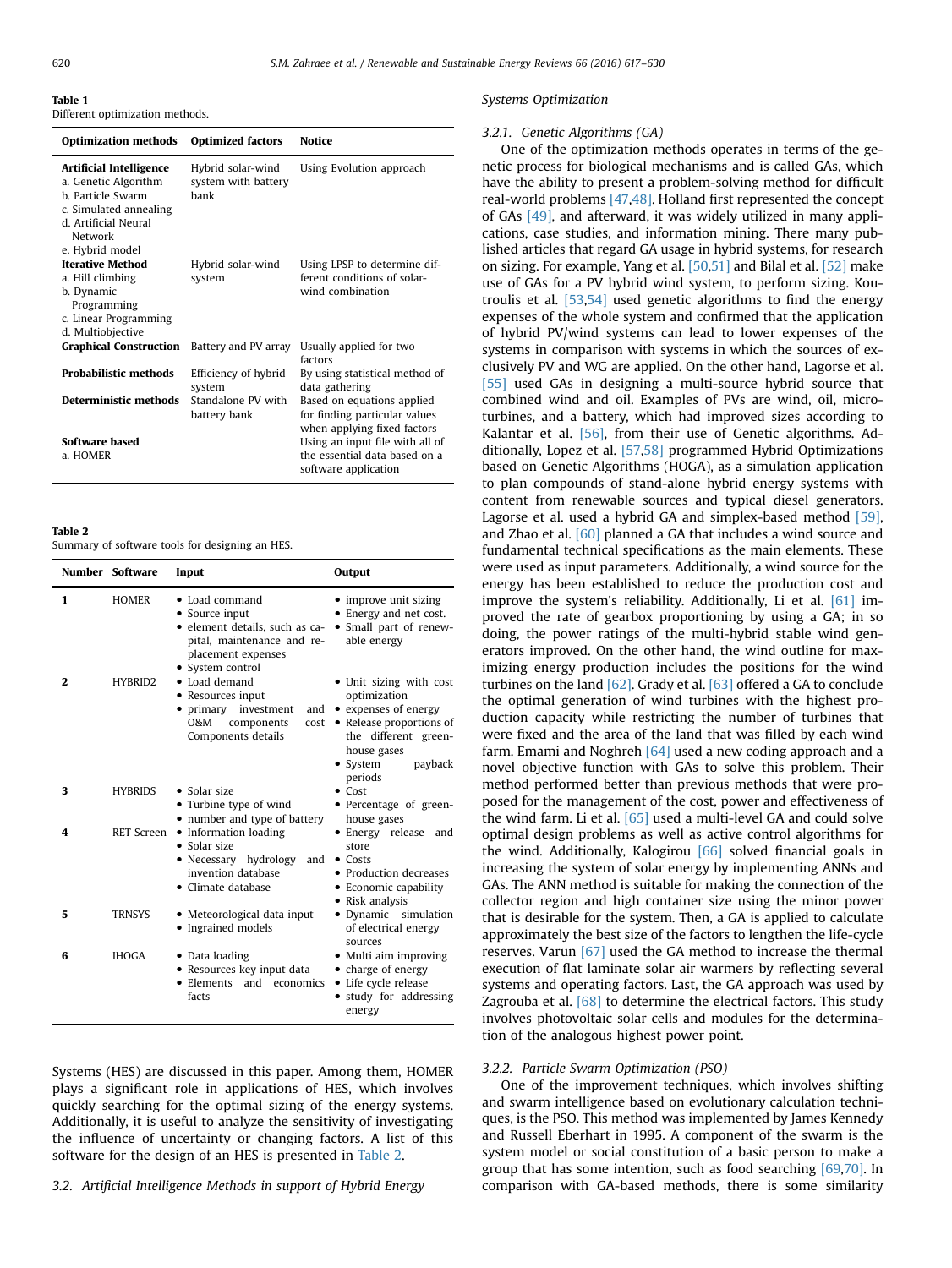**Table 1**
Different optimization methods.

| Optimization methods | Optimized factors | Notice |
|---|---|---|
| **Artificial Intelligence**<br>a. Genetic Algorithm<br>b. Particle Swarm<br>c. Simulated annealing<br>d. Artificial Neural Network<br>e. Hybrid model | Hybrid solar-wind system with battery bank | Using Evolution approach |
| **Iterative Method**<br>a. Hill climbing<br>b. Dynamic Programming<br>c. Linear Programming<br>d. Multiobjective | Hybrid solar-wind system | Using LPSP to determine different conditions of solar-wind combination |
| **Graphical Construction** | Battery and PV array | Usually applied for two factors |
| **Probabilistic methods** | Efficiency of hybrid system | By using statistical method of data gathering |
| **Deterministic methods** | Standalone PV with battery bank | Based on equations applied for finding particular values when applying fixed factors |
| **Software based**<br>a. HOMER | | Using an input file with all of the essential data based on a software application |

**Table 2**
Summary of software tools for designing an HES.

| Number | Software | Input | Output |
|---|---|---|---|
| 1 | HOMER | • Load command<br>• Source input<br>• element details, such as capital, maintenance and replacement expenses<br>• System control | • improve unit sizing<br>• Energy and net cost.<br>• Small part of renewable energy |
| 2 | HYBRID2 | • Load demand<br>• Resources input<br>• primary investment and O&M components cost Components details | • Unit sizing with cost optimization<br>• expenses of energy<br>• Release proportions of the different greenhouse gases<br>• System payback periods |
| 3 | HYBRIDS | • Solar size<br>• Turbine type of wind<br>• number and type of battery | • Cost<br>• Percentage of greenhouse gases |
| 4 | RET Screen | • Information loading<br>• Solar size<br>• Necessary hydrology and invention database<br>• Climate database | • Energy release and store<br>• Costs<br>• Production decreases<br>• Economic capability<br>• Risk analysis |
| 5 | TRNSYS | • Meteorological data input<br>• Ingrained models | • Dynamic simulation of electrical energy sources |
| 6 | IHOGA | • Data loading<br>• Resources key input data<br>• Elements and economics facts | • Multi aim improving<br>• charge of energy<br>• Life cycle release<br>• study for addressing energy |

Systems (HES) are discussed in this paper. Among them, HOMER plays a significant role in applications of HES, which involves quickly searching for the optimal sizing of the energy systems. Additionally, it is useful to analyze the sensitivity of investigating the influence of uncertainty or changing factors. A list of this software for the design of an HES is presented in Table 2.

### 3.2. Artificial Intelligence Methods in support of Hybrid Energy Systems Optimization

#### 3.2.1. Genetic Algorithms (GA)

One of the optimization methods operates in terms of the genetic process for biological mechanisms and is called GAs, which have the ability to present a problem-solving method for difficult real-world problems [47,48]. Holland first represented the concept of GAs [49], and afterward, it was widely utilized in many applications, case studies, and information mining. There many published articles that regard GA usage in hybrid systems, for research on sizing. For example, Yang et al. [50,51] and Bilal et al. [52] make use of GAs for a PV hybrid wind system, to perform sizing. Koutroulis et al. [53,54] used genetic algorithms to find the energy expenses of the whole system and confirmed that the application of hybrid PV/wind systems can lead to lower expenses of the systems in comparison with systems in which the sources of exclusively PV and WG are applied. On the other hand, Lagorse et al. [55] used GAs in designing a multi-source hybrid source that combined wind and oil. Examples of PVs are wind, oil, microturbines, and a battery, which had improved sizes according to Kalantar et al. [56], from their use of Genetic algorithms. Additionally, Lopez et al. [57,58] programmed Hybrid Optimizations based on Genetic Algorithms (HOGA), as a simulation application to plan compounds of stand-alone hybrid energy systems with content from renewable sources and typical diesel generators. Lagorse et al. used a hybrid GA and simplex-based method [59], and Zhao et al. [60] planned a GA that includes a wind source and fundamental technical specifications as the main elements. These were used as input parameters. Additionally, a wind source for the energy has been established to reduce the production cost and improve the system's reliability. Additionally, Li et al. [61] improved the rate of gearbox proportioning by using a GA; in so doing, the power ratings of the multi-hybrid stable wind generators improved. On the other hand, the wind outline for maximizing energy production includes the positions for the wind turbines on the land [62]. Grady et al. [63] offered a GA to conclude the optimal generation of wind turbines with the highest production capacity while restricting the number of turbines that were fixed and the area of the land that was filled by each wind farm. Emami and Noghreh [64] used a new coding approach and a novel objective function with GAs to solve this problem. Their method performed better than previous methods that were proposed for the management of the cost, power and effectiveness of the wind farm. Li et al. [65] used a multi-level GA and could solve optimal design problems as well as active control algorithms for the wind. Additionally, Kalogirou [66] solved financial goals in increasing the system of solar energy by implementing ANNs and GAs. The ANN method is suitable for making the connection of the collector region and high container size using the minor power that is desirable for the system. Then, a GA is applied to calculate approximately the best size of the factors to lengthen the life-cycle reserves. Varun [67] used the GA method to increase the thermal execution of flat laminate solar air warmers by reflecting several systems and operating factors. Last, the GA approach was used by Zagrouba et al. [68] to determine the electrical factors. This study involves photovoltaic solar cells and modules for the determination of the analogous highest power point.

#### 3.2.2. Particle Swarm Optimization (PSO)

One of the improvement techniques, which involves shifting and swarm intelligence based on evolutionary calculation techniques, is the PSO. This method was implemented by James Kennedy and Russell Eberhart in 1995. A component of the swarm is the system model or social constitution of a basic person to make a group that has some intention, such as food searching [69,70]. In comparison with GA-based methods, there is some similarity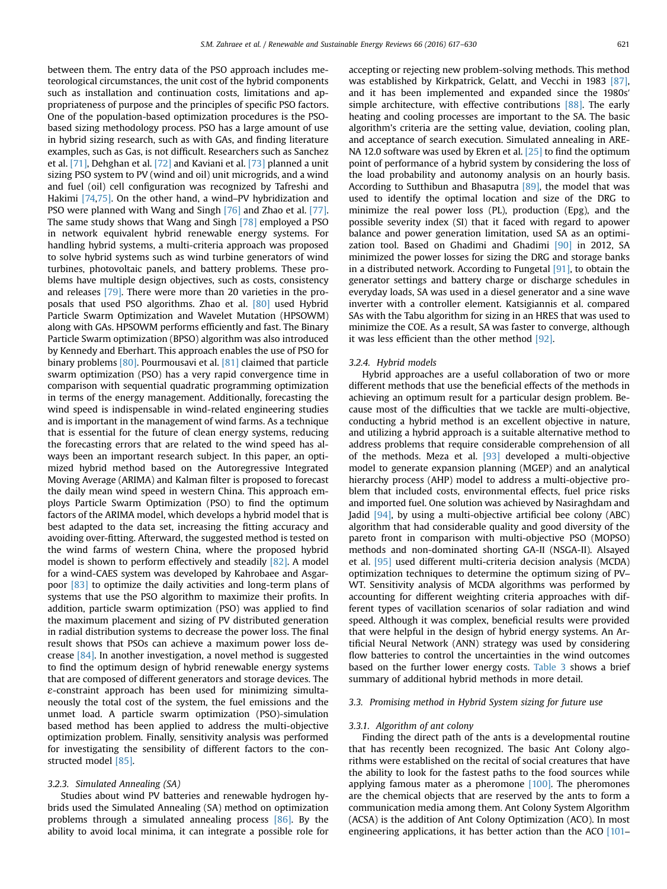between them. The entry data of the PSO approach includes meteorological circumstances, the unit cost of the hybrid components such as installation and continuation costs, limitations and appropriateness of purpose and the principles of specific PSO factors. One of the population-based optimization procedures is the PSO-based sizing methodology process. PSO has a large amount of use in hybrid sizing research, such as with GAs, and finding literature examples, such as Gas, is not difficult. Researchers such as Sanchez et al. [71], Dehghan et al. [72] and Kaviani et al. [73] planned a unit sizing PSO system to PV (wind and oil) unit microgrids, and a wind and fuel (oil) cell configuration was recognized by Tafreshi and Hakimi [74,75]. On the other hand, a wind–PV hybridization and PSO were planned with Wang and Singh [76] and Zhao et al. [77]. The same study shows that Wang and Singh [78] employed a PSO in network equivalent hybrid renewable energy systems. For handling hybrid systems, a multi-criteria approach was proposed to solve hybrid systems such as wind turbine generators of wind turbines, photovoltaic panels, and battery problems. These problems have multiple design objectives, such as costs, consistency and releases [79]. There were more than 20 varieties in the proposals that used PSO algorithms. Zhao et al. [80] used Hybrid Particle Swarm Optimization and Wavelet Mutation (HPSOWM) along with GAs. HPSOWM performs efficiently and fast. The Binary Particle Swarm optimization (BPSO) algorithm was also introduced by Kennedy and Eberhart. This approach enables the use of PSO for binary problems [80]. Pourmousavi et al. [81] claimed that particle swarm optimization (PSO) has a very rapid convergence time in comparison with sequential quadratic programming optimization in terms of the energy management. Additionally, forecasting the wind speed is indispensable in wind-related engineering studies and is important in the management of wind farms. As a technique that is essential for the future of clean energy systems, reducing the forecasting errors that are related to the wind speed has always been an important research subject. In this paper, an optimized hybrid method based on the Autoregressive Integrated Moving Average (ARIMA) and Kalman filter is proposed to forecast the daily mean wind speed in western China. This approach employs Particle Swarm Optimization (PSO) to find the optimum factors of the ARIMA model, which develops a hybrid model that is best adapted to the data set, increasing the fitting accuracy and avoiding over-fitting. Afterward, the suggested method is tested on the wind farms of western China, where the proposed hybrid model is shown to perform effectively and steadily [82]. A model for a wind-CAES system was developed by Kahrobaee and Asgarpoor [83] to optimize the daily activities and long-term plans of systems that use the PSO algorithm to maximize their profits. In addition, particle swarm optimization (PSO) was applied to find the maximum placement and sizing of PV distributed generation in radial distribution systems to decrease the power loss. The final result shows that PSOs can achieve a maximum power loss decrease [84]. In another investigation, a novel method is suggested to find the optimum design of hybrid renewable energy systems that are composed of different generators and storage devices. The ε-constraint approach has been used for minimizing simultaneously the total cost of the system, the fuel emissions and the unmet load. A particle swarm optimization (PSO)-simulation based method has been applied to address the multi-objective optimization problem. Finally, sensitivity analysis was performed for investigating the sensibility of different factors to the constructed model [85].

### 3.2.3. Simulated Annealing (SA)

Studies about wind PV batteries and renewable hydrogen hybrids used the Simulated Annealing (SA) method on optimization problems through a simulated annealing process [86]. By the ability to avoid local minima, it can integrate a possible role for accepting or rejecting new problem-solving methods. This method was established by Kirkpatrick, Gelatt, and Vecchi in 1983 [87], and it has been implemented and expanded since the 1980s' simple architecture, with effective contributions [88]. The early heating and cooling processes are important to the SA. The basic algorithm's criteria are the setting value, deviation, cooling plan, and acceptance of search execution. Simulated annealing in ARENA 12.0 software was used by Ekren et al. [25] to find the optimum point of performance of a hybrid system by considering the loss of the load probability and autonomy analysis on an hourly basis. According to Sutthibun and Bhasaputra [89], the model that was used to identify the optimal location and size of the DRG to minimize the real power loss (PL), production (Epg), and the possible severity index (SI) that it faced with regard to apower balance and power generation limitation, used SA as an optimization tool. Based on Ghadimi and Ghadimi [90] in 2012, SA minimized the power losses for sizing the DRG and storage banks in a distributed network. According to Fungetal [91], to obtain the generator settings and battery charge or discharge schedules in everyday loads, SA was used in a diesel generator and a sine wave inverter with a controller element. Katsigiannis et al. compared SAs with the Tabu algorithm for sizing in an HRES that was used to minimize the COE. As a result, SA was faster to converge, although it was less efficient than the other method [92].

### 3.2.4. Hybrid models

Hybrid approaches are a useful collaboration of two or more different methods that use the beneficial effects of the methods in achieving an optimum result for a particular design problem. Because most of the difficulties that we tackle are multi-objective, conducting a hybrid method is an excellent objective in nature, and utilizing a hybrid approach is a suitable alternative method to address problems that require considerable comprehension of all of the methods. Meza et al. [93] developed a multi-objective model to generate expansion planning (MGEP) and an analytical hierarchy process (AHP) model to address a multi-objective problem that included costs, environmental effects, fuel price risks and imported fuel. One solution was achieved by Nasiraghdam and Jadid [94], by using a multi-objective artificial bee colony (ABC) algorithm that had considerable quality and good diversity of the pareto front in comparison with multi-objective PSO (MOPSO) methods and non-dominated shorting GA-II (NSGA-II). Alsayed et al. [95] used different multi-criteria decision analysis (MCDA) optimization techniques to determine the optimum sizing of PV–WT. Sensitivity analysis of MCDA algorithms was performed by accounting for different weighting criteria approaches with different types of vacillation scenarios of solar radiation and wind speed. Although it was complex, beneficial results were provided that were helpful in the design of hybrid energy systems. An Artificial Neural Network (ANN) strategy was used by considering flow batteries to control the uncertainties in the wind outcomes based on the further lower energy costs. Table 3 shows a brief summary of additional hybrid methods in more detail.

## 3.3. Promising method in Hybrid System sizing for future use

### 3.3.1. Algorithm of ant colony

Finding the direct path of the ants is a developmental routine that has recently been recognized. The basic Ant Colony algorithms were established on the recital of social creatures that have the ability to look for the fastest paths to the food sources while applying famous mater as a pheromone [100]. The pheromones are the chemical objects that are reserved by the ants to form a communication media among them. Ant Colony System Algorithm (ACSA) is the addition of Ant Colony Optimization (ACO). In most engineering applications, it has better action than the ACO [101–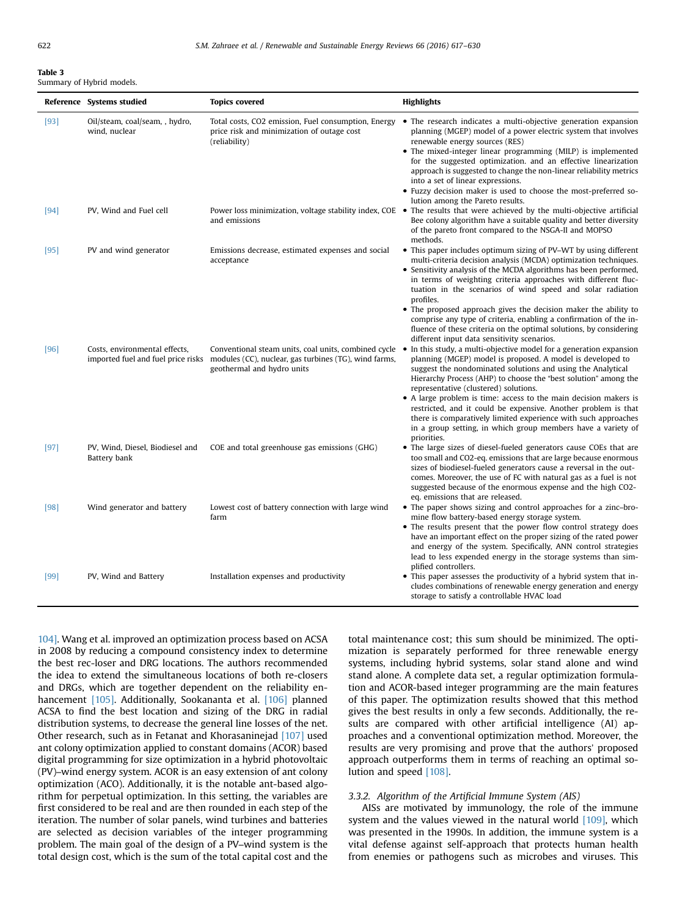**Table 3**
Summary of Hybrid models.

| Reference | Systems studied | Topics covered | Highlights |
|---|---|---|---|
| [93] | Oil/steam, coal/seam, , hydro, wind, nuclear | Total costs, CO2 emission, Fuel consumption, Energy price risk and minimization of outage cost (reliability) | • The research indicates a multi-objective generation expansion planning (MGEP) model of a power electric system that involves renewable energy sources (RES) • The mixed-integer linear programming (MILP) is implemented for the suggested optimization. and an effective linearization approach is suggested to change the non-linear reliability metrics into a set of linear expressions. • Fuzzy decision maker is used to choose the most-preferred solution among the Pareto results. |
| [94] | PV, Wind and Fuel cell | Power loss minimization, voltage stability index, COE and emissions | • The results that were achieved by the multi-objective artificial Bee colony algorithm have a suitable quality and better diversity of the pareto front compared to the NSGA-II and MOPSO methods. |
| [95] | PV and wind generator | Emissions decrease, estimated expenses and social acceptance | • This paper includes optimum sizing of PV–WT by using different multi-criteria decision analysis (MCDA) optimization techniques. • Sensitivity analysis of the MCDA algorithms has been performed, in terms of weighting criteria approaches with different fluctuation in the scenarios of wind speed and solar radiation profiles. • The proposed approach gives the decision maker the ability to comprise any type of criteria, enabling a confirmation of the influence of these criteria on the optimal solutions, by considering different input data sensitivity scenarios. |
| [96] | Costs, environmental effects, imported fuel and fuel price risks | Conventional steam units, coal units, combined cycle modules (CC), nuclear, gas turbines (TG), wind farms, geothermal and hydro units | • In this study, a multi-objective model for a generation expansion planning (MGEP) model is proposed. A model is developed to suggest the nondominated solutions and using the Analytical Hierarchy Process (AHP) to choose the "best solution" among the representative (clustered) solutions. • A large problem is time: access to the main decision makers is restricted, and it could be expensive. Another problem is that there is comparatively limited experience with such approaches in a group setting, in which group members have a variety of priorities. |
| [97] | PV, Wind, Diesel, Biodiesel and Battery bank | COE and total greenhouse gas emissions (GHG) | • The large sizes of diesel-fueled generators cause COEs that are too small and CO2-eq. emissions that are large because enormous sizes of biodiesel-fueled generators cause a reversal in the outcomes. Moreover, the use of FC with natural gas as a fuel is not suggested because of the enormous expense and the high CO2-eq. emissions that are released. |
| [98] | Wind generator and battery | Lowest cost of battery connection with large wind farm | • The paper shows sizing and control approaches for a zinc–bromine flow battery-based energy storage system. • The results present that the power flow control strategy does have an important effect on the proper sizing of the rated power and energy of the system. Specifically, ANN control strategies lead to less expended energy in the storage systems than simplified controllers. |
| [99] | PV, Wind and Battery | Installation expenses and productivity | • This paper assesses the productivity of a hybrid system that includes combinations of renewable energy generation and energy storage to satisfy a controllable HVAC load |

104]. Wang et al. improved an optimization process based on ACSA in 2008 by reducing a compound consistency index to determine the best rec-loser and DRG locations. The authors recommended the idea to extend the simultaneous locations of both re-closers and DRGs, which are together dependent on the reliability enhancement [105]. Additionally, Sookananta et al. [106] planned ACSA to find the best location and sizing of the DRG in radial distribution systems, to decrease the general line losses of the net. Other research, such as in Fetanat and Khorasaninejad [107] used ant colony optimization applied to constant domains (ACOR) based digital programming for size optimization in a hybrid photovoltaic (PV)–wind energy system. ACOR is an easy extension of ant colony optimization (ACO). Additionally, it is the notable ant-based algorithm for perpetual optimization. In this setting, the variables are first considered to be real and are then rounded in each step of the iteration. The number of solar panels, wind turbines and batteries are selected as decision variables of the integer programming problem. The main goal of the design of a PV–wind system is the total design cost, which is the sum of the total capital cost and the total maintenance cost; this sum should be minimized. The optimization is separately performed for three renewable energy systems, including hybrid systems, solar stand alone and wind stand alone. A complete data set, a regular optimization formulation and ACOR-based integer programming are the main features of this paper. The optimization results showed that this method gives the best results in only a few seconds. Additionally, the results are compared with other artificial intelligence (AI) approaches and a conventional optimization method. Moreover, the results are very promising and prove that the authors' proposed approach outperforms them in terms of reaching an optimal solution and speed [108].

### 3.3.2. Algorithm of the Artificial Immune System (AIS)

AISs are motivated by immunology, the role of the immune system and the values viewed in the natural world [109], which was presented in the 1990s. In addition, the immune system is a vital defense against self-approach that protects human health from enemies or pathogens such as microbes and viruses. This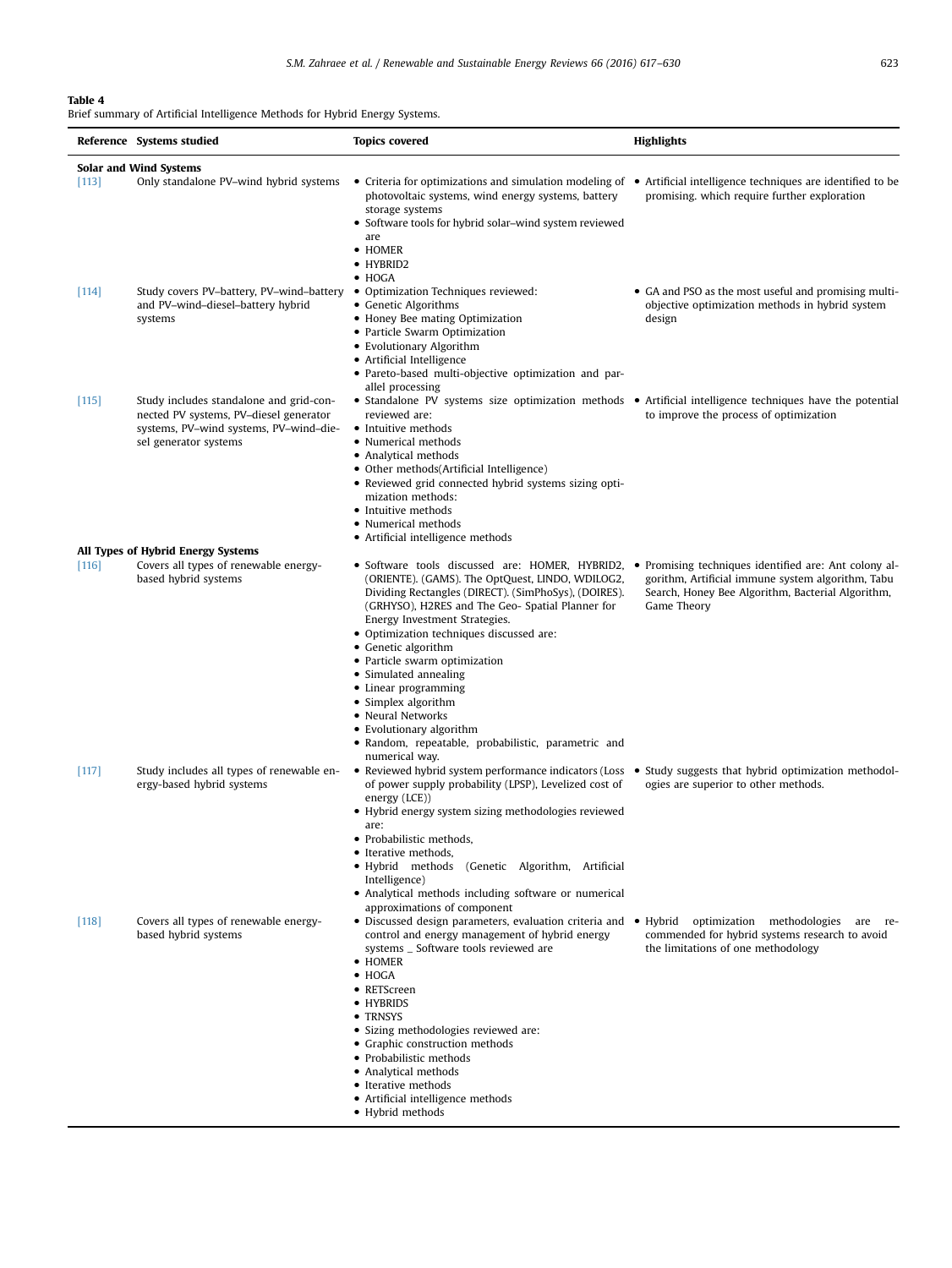**Table 4**
Brief summary of Artificial Intelligence Methods for Hybrid Energy Systems.

| Reference | Systems studied | Topics covered | Highlights |
|---|---|---|---|
| **Solar and Wind Systems** | | | |
| [113] | Only standalone PV–wind hybrid systems | • Criteria for optimizations and simulation modeling of photovoltaic systems, wind energy systems, battery storage systems<br>• Software tools for hybrid solar–wind system reviewed are<br>• HOMER<br>• HYBRID2<br>• HOGA | • Artificial intelligence techniques are identified to be promising. which require further exploration |
| [114] | Study covers PV–battery, PV–wind–battery and PV–wind–diesel–battery hybrid systems | • Optimization Techniques reviewed:<br>• Genetic Algorithms<br>• Honey Bee mating Optimization<br>• Particle Swarm Optimization<br>• Evolutionary Algorithm<br>• Artificial Intelligence<br>• Pareto-based multi-objective optimization and parallel processing | • GA and PSO as the most useful and promising multi-objective optimization methods in hybrid system design |
| [115] | Study includes standalone and grid-connected PV systems, PV–diesel generator systems, PV–wind systems, PV–wind–diesel generator systems | • Standalone PV systems size optimization methods reviewed are:<br>• Intuitive methods<br>• Numerical methods<br>• Analytical methods<br>• Other methods(Artificial Intelligence)<br>• Reviewed grid connected hybrid systems sizing optimization methods:<br>• Intuitive methods<br>• Numerical methods<br>• Artificial intelligence methods | • Artificial intelligence techniques have the potential to improve the process of optimization |
| **All Types of Hybrid Energy Systems** | | | |
| [116] | Covers all types of renewable energy-based hybrid systems | • Software tools discussed are: HOMER, HYBRID2, (ORIENTE). (GAMS). The OptQuest, LINDO, WDILOG2, Dividing Rectangles (DIRECT). (SimPhoSys), (DOIRES). (GRHYSO), H2RES and The Geo- Spatial Planner for Energy Investment Strategies.<br>• Optimization techniques discussed are:<br>• Genetic algorithm<br>• Particle swarm optimization<br>• Simulated annealing<br>• Linear programming<br>• Simplex algorithm<br>• Neural Networks<br>• Evolutionary algorithm<br>• Random, repeatable, probabilistic, parametric and numerical way. | • Promising techniques identified are: Ant colony algorithm, Artificial immune system algorithm, Tabu Search, Honey Bee Algorithm, Bacterial Algorithm, Game Theory |
| [117] | Study includes all types of renewable energy-based hybrid systems | • Reviewed hybrid system performance indicators (Loss of power supply probability (LPSP), Levelized cost of energy (LCE))<br>• Hybrid energy system sizing methodologies reviewed are:<br>• Probabilistic methods,<br>• Iterative methods,<br>• Hybrid methods (Genetic Algorithm, Artificial Intelligence)<br>• Analytical methods including software or numerical approximations of component | • Study suggests that hybrid optimization methodologies are superior to other methods. |
| [118] | Covers all types of renewable energy-based hybrid systems | • Discussed design parameters, evaluation criteria and control and energy management of hybrid energy systems _ Software tools reviewed are<br>• HOMER<br>• HOGA<br>• RETScreen<br>• HYBRIDS<br>• TRNSYS<br>• Sizing methodologies reviewed are:<br>• Graphic construction methods<br>• Probabilistic methods<br>• Analytical methods<br>• Iterative methods<br>• Artificial intelligence methods<br>• Hybrid methods | • Hybrid optimization methodologies are recommended for hybrid systems research to avoid the limitations of one methodology |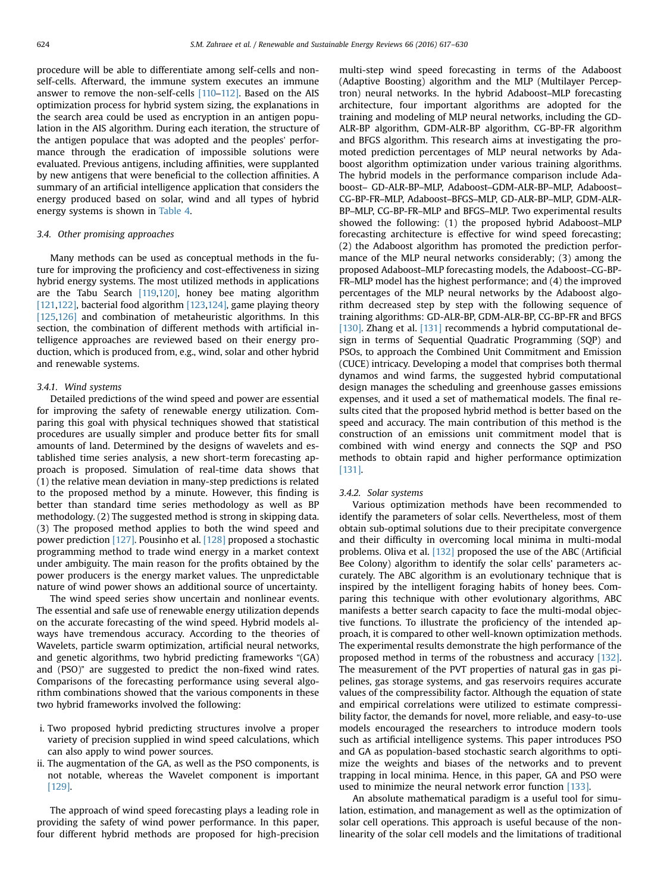procedure will be able to differentiate among self-cells and non-self-cells. Afterward, the immune system executes an immune answer to remove the non-self-cells [110–112]. Based on the AIS optimization process for hybrid system sizing, the explanations in the search area could be used as encryption in an antigen population in the AIS algorithm. During each iteration, the structure of the antigen populace that was adopted and the peoples' performance through the eradication of impossible solutions were evaluated. Previous antigens, including affinities, were supplanted by new antigens that were beneficial to the collection affinities. A summary of an artificial intelligence application that considers the energy produced based on solar, wind and all types of hybrid energy systems is shown in Table 4.

### 3.4. Other promising approaches

Many methods can be used as conceptual methods in the future for improving the proficiency and cost-effectiveness in sizing hybrid energy systems. The most utilized methods in applications are the Tabu Search [119,120], honey bee mating algorithm [121,122], bacterial food algorithm [123,124], game playing theory [125,126] and combination of metaheuristic algorithms. In this section, the combination of different methods with artificial intelligence approaches are reviewed based on their energy production, which is produced from, e.g., wind, solar and other hybrid and renewable systems.

#### 3.4.1. Wind systems

Detailed predictions of the wind speed and power are essential for improving the safety of renewable energy utilization. Comparing this goal with physical techniques showed that statistical procedures are usually simpler and produce better fits for small amounts of land. Determined by the designs of wavelets and established time series analysis, a new short-term forecasting approach is proposed. Simulation of real-time data shows that (1) the relative mean deviation in many-step predictions is related to the proposed method by a minute. However, this finding is better than standard time series methodology as well as BP methodology. (2) The suggested method is strong in skipping data. (3) The proposed method applies to both the wind speed and power prediction [127]. Pousinho et al. [128] proposed a stochastic programming method to trade wind energy in a market context under ambiguity. The main reason for the profits obtained by the power producers is the energy market values. The unpredictable nature of wind power shows an additional source of uncertainty.

The wind speed series show uncertain and nonlinear events. The essential and safe use of renewable energy utilization depends on the accurate forecasting of the wind speed. Hybrid models always have tremendous accuracy. According to the theories of Wavelets, particle swarm optimization, artificial neural networks, and genetic algorithms, two hybrid predicting frameworks "(GA) and (PSO)" are suggested to predict the non-fixed wind rates. Comparisons of the forecasting performance using several algorithm combinations showed that the various components in these two hybrid frameworks involved the following:

i. Two proposed hybrid predicting structures involve a proper variety of precision supplied in wind speed calculations, which can also apply to wind power sources.
ii. The augmentation of the GA, as well as the PSO components, is not notable, whereas the Wavelet component is important [129].

The approach of wind speed forecasting plays a leading role in providing the safety of wind power performance. In this paper, four different hybrid methods are proposed for high-precision multi-step wind speed forecasting in terms of the Adaboost (Adaptive Boosting) algorithm and the MLP (Multilayer Perceptron) neural networks. In the hybrid Adaboost–MLP forecasting architecture, four important algorithms are adopted for the training and modeling of MLP neural networks, including the GD-ALR-BP algorithm, GDM-ALR-BP algorithm, CG-BP-FR algorithm and BFGS algorithm. This research aims at investigating the promoted prediction percentages of MLP neural networks by Adaboost algorithm optimization under various training algorithms. The hybrid models in the performance comparison include Adaboost– GD-ALR-BP–MLP, Adaboost–GDM-ALR-BP–MLP, Adaboost–CG-BP-FR–MLP, Adaboost–BFGS–MLP, GD-ALR-BP–MLP, GDM-ALR-BP–MLP, CG-BP-FR–MLP and BFGS–MLP. Two experimental results showed the following: (1) the proposed hybrid Adaboost–MLP forecasting architecture is effective for wind speed forecasting; (2) the Adaboost algorithm has promoted the prediction performance of the MLP neural networks considerably; (3) among the proposed Adaboost–MLP forecasting models, the Adaboost–CG-BP-FR–MLP model has the highest performance; and (4) the improved percentages of the MLP neural networks by the Adaboost algorithm decreased step by step with the following sequence of training algorithms: GD-ALR-BP, GDM-ALR-BP, CG-BP-FR and BFGS [130]. Zhang et al. [131] recommends a hybrid computational design in terms of Sequential Quadratic Programming (SQP) and PSOs, to approach the Combined Unit Commitment and Emission (CUCE) intricacy. Developing a model that comprises both thermal dynamos and wind farms, the suggested hybrid computational design manages the scheduling and greenhouse gasses emissions expenses, and it used a set of mathematical models. The final results cited that the proposed hybrid method is better based on the speed and accuracy. The main contribution of this method is the construction of an emissions unit commitment model that is combined with wind energy and connects the SQP and PSO methods to obtain rapid and higher performance optimization [131].

#### 3.4.2. Solar systems

Various optimization methods have been recommended to identify the parameters of solar cells. Nevertheless, most of them obtain sub-optimal solutions due to their precipitate convergence and their difficulty in overcoming local minima in multi-modal problems. Oliva et al. [132] proposed the use of the ABC (Artificial Bee Colony) algorithm to identify the solar cells' parameters accurately. The ABC algorithm is an evolutionary technique that is inspired by the intelligent foraging habits of honey bees. Comparing this technique with other evolutionary algorithms, ABC manifests a better search capacity to face the multi-modal objective functions. To illustrate the proficiency of the intended approach, it is compared to other well-known optimization methods. The experimental results demonstrate the high performance of the proposed method in terms of the robustness and accuracy [132]. The measurement of the PVT properties of natural gas in gas pipelines, gas storage systems, and gas reservoirs requires accurate values of the compressibility factor. Although the equation of state and empirical correlations were utilized to estimate compressibility factor, the demands for novel, more reliable, and easy-to-use models encouraged the researchers to introduce modern tools such as artificial intelligence systems. This paper introduces PSO and GA as population-based stochastic search algorithms to optimize the weights and biases of the networks and to prevent trapping in local minima. Hence, in this paper, GA and PSO were used to minimize the neural network error function [133].

An absolute mathematical paradigm is a useful tool for simulation, estimation, and management as well as the optimization of solar cell operations. This approach is useful because of the nonlinearity of the solar cell models and the limitations of traditional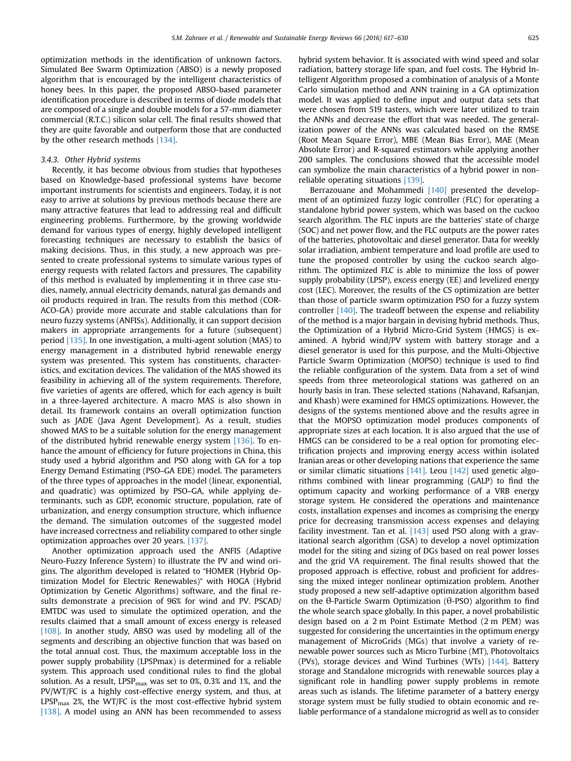optimization methods in the identification of unknown factors. Simulated Bee Swarm Optimization (ABSO) is a newly proposed algorithm that is encouraged by the intelligent characteristics of honey bees. In this paper, the proposed ABSO-based parameter identification procedure is described in terms of diode models that are composed of a single and double models for a 57-mm diameter commercial (R.T.C.) silicon solar cell. The final results showed that they are quite favorable and outperform those that are conducted by the other research methods [134].

### 3.4.3. Other Hybrid systems

Recently, it has become obvious from studies that hypotheses based on Knowledge-based professional systems have become important instruments for scientists and engineers. Today, it is not easy to arrive at solutions by previous methods because there are many attractive features that lead to addressing real and difficult engineering problems. Furthermore, by the growing worldwide demand for various types of energy, highly developed intelligent forecasting techniques are necessary to establish the basics of making decisions. Thus, in this study, a new approach was presented to create professional systems to simulate various types of energy requests with related factors and pressures. The capability of this method is evaluated by implementing it in three case studies, namely, annual electricity demands, natural gas demands and oil products required in Iran. The results from this method (COR-ACO-GA) provide more accurate and stable calculations than for neuro fuzzy systems (ANFISs). Additionally, it can support decision makers in appropriate arrangements for a future (subsequent) period [135]. In one investigation, a multi-agent solution (MAS) to energy management in a distributed hybrid renewable energy system was presented. This system has constituents, characteristics, and excitation devices. The validation of the MAS showed its feasibility in achieving all of the system requirements. Therefore, five varieties of agents are offered, which for each agency is built in a three-layered architecture. A macro MAS is also shown in detail. Its framework contains an overall optimization function such as JADE (Java Agent Development). As a result, studies showed MAS to be a suitable solution for the energy management of the distributed hybrid renewable energy system [136]. To enhance the amount of efficiency for future projections in China, this study used a hybrid algorithm and PSO along with GA for a top Energy Demand Estimating (PSO–GA EDE) model. The parameters of the three types of approaches in the model (linear, exponential, and quadratic) was optimized by PSO–GA, while applying determinants, such as GDP, economic structure, population, rate of urbanization, and energy consumption structure, which influence the demand. The simulation outcomes of the suggested model have increased correctness and reliability compared to other single optimization approaches over 20 years. [137].

Another optimization approach used the ANFIS (Adaptive Neuro-Fuzzy Inference System) to illustrate the PV and wind origins. The algorithm developed is related to "HOMER (Hybrid Optimization Model for Electric Renewables)" with HOGA (Hybrid Optimization by Genetic Algorithms) software, and the final results demonstrate a precision of 96% for wind and PV. PSCAD/EMTDC was used to simulate the optimized operation, and the results claimed that a small amount of excess energy is released [108]. In another study, ABSO was used by modeling all of the segments and describing an objective function that was based on the total annual cost. Thus, the maximum acceptable loss in the power supply probability (LPSPmax) is determined for a reliable system. This approach used conditional rules to find the global solution. As a result, $LPSP_{max}$ was set to 0%, 0.3% and 1%, and the PV/WT/FC is a highly cost-effective energy system, and thus, at $LPSP_{max}$ 2%, the WT/FC is the most cost-effective hybrid system [138]. A model using an ANN has been recommended to assess hybrid system behavior. It is associated with wind speed and solar radiation, battery storage life span, and fuel costs. The Hybrid Intelligent Algorithm proposed a combination of analysis of a Monte Carlo simulation method and ANN training in a GA optimization model. It was applied to define input and output data sets that were chosen from 519 tasters, which were later utilized to train the ANNs and decrease the effort that was needed. The generalization power of the ANNs was calculated based on the RMSE (Root Mean Square Error), MBE (Mean Bias Error), MAE (Mean Absolute Error) and R-squared estimators while applying another 200 samples. The conclusions showed that the accessible model can symbolize the main characteristics of a hybrid power in non-reliable operating situations [139].

Berrazouane and Mohammedi [140] presented the development of an optimized fuzzy logic controller (FLC) for operating a standalone hybrid power system, which was based on the cuckoo search algorithm. The FLC inputs are the batteries' state of charge (SOC) and net power flow, and the FLC outputs are the power rates of the batteries, photovoltaic and diesel generator. Data for weekly solar irradiation, ambient temperature and load profile are used to tune the proposed controller by using the cuckoo search algorithm. The optimized FLC is able to minimize the loss of power supply probability (LPSP), excess energy (EE) and levelized energy cost (LEC). Moreover, the results of the CS optimization are better than those of particle swarm optimization PSO for a fuzzy system controller [140]. The tradeoff between the expense and reliability of the method is a major bargain in devising hybrid methods. Thus, the Optimization of a Hybrid Micro-Grid System (HMGS) is examined. A hybrid wind/PV system with battery storage and a diesel generator is used for this purpose, and the Multi-Objective Particle Swarm Optimization (MOPSO) technique is used to find the reliable configuration of the system. Data from a set of wind speeds from three meteorological stations was gathered on an hourly basis in Iran. These selected stations (Nahavand, Rafsanjan, and Khash) were examined for HMGS optimizations. However, the designs of the systems mentioned above and the results agree in that the MOPSO optimization model produces components of appropriate sizes at each location. It is also argued that the use of HMGS can be considered to be a real option for promoting electrification projects and improving energy access within isolated Iranian areas or other developing nations that experience the same or similar climatic situations [141]. Leou [142] used genetic algorithms combined with linear programming (GALP) to find the optimum capacity and working performance of a VRB energy storage system. He considered the operations and maintenance costs, installation expenses and incomes as comprising the energy price for decreasing transmission access expenses and delaying facility investment. Tan et al. [143] used PSO along with a gravitational search algorithm (GSA) to develop a novel optimization model for the siting and sizing of DGs based on real power losses and the grid VA requirement. The final results showed that the proposed approach is effective, robust and proficient for addressing the mixed integer nonlinear optimization problem. Another study proposed a new self-adaptive optimization algorithm based on the θ-Particle Swarm Optimization (θ-PSO) algorithm to find the whole search space globally. In this paper, a novel probabilistic design based on a 2 m Point Estimate Method (2 m PEM) was suggested for considering the uncertainties in the optimum energy management of MicroGrids (MGs) that involve a variety of renewable power sources such as Micro Turbine (MT), Photovoltaics (PVs), storage devices and Wind Turbines (WTs) [144]. Battery storage and Standalone microgrids with renewable sources play a significant role in handling power supply problems in remote areas such as islands. The lifetime parameter of a battery energy storage system must be fully studied to obtain economic and reliable performance of a standalone microgrid as well as to consider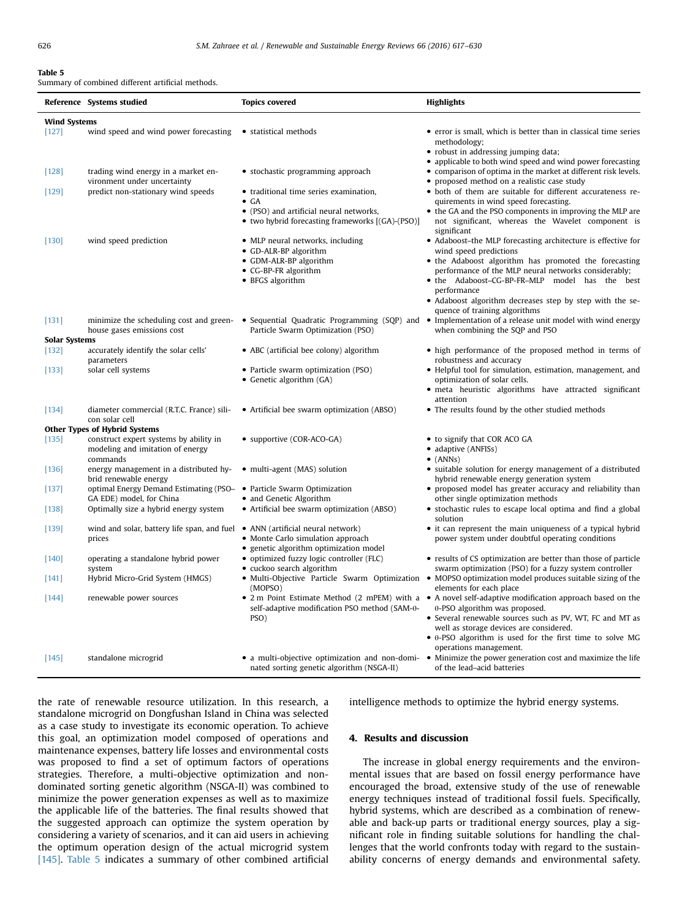**Table 5**
Summary of combined different artificial methods.

| Reference | Systems studied | Topics covered | Highlights |
|---|---|---|---|
| **Wind Systems** | | | |
| [127] | wind speed and wind power forecasting | • statistical methods | • error is small, which is better than in classical time series methodology; • robust in addressing jumping data; • applicable to both wind speed and wind power forecasting |
| [128] | trading wind energy in a market environment under uncertainty | • stochastic programming approach | • comparison of optima in the market at different risk levels. • proposed method on a realistic case study |
| [129] | predict non-stationary wind speeds | • traditional time series examination, • GA • (PSO) and artificial neural networks, • two hybrid forecasting frameworks [(GA)-(PSO)] | • both of them are suitable for different accurateness requirements in wind speed forecasting. • the GA and the PSO components in improving the MLP are not significant, whereas the Wavelet component is significant |
| [130] | wind speed prediction | • MLP neural networks, including • GD-ALR-BP algorithm • GDM-ALR-BP algorithm • CG-BP-FR algorithm • BFGS algorithm | • Adaboost–the MLP forecasting architecture is effective for wind speed predictions • the Adaboost algorithm has promoted the forecasting performance of the MLP neural networks considerably; • the Adaboost–CG-BP-FR–MLP model has the best performance • Adaboost algorithm decreases step by step with the sequence of training algorithms |
| [131] | minimize the scheduling cost and greenhouse gases emissions cost | • Sequential Quadratic Programming (SQP) and Particle Swarm Optimization (PSO) | • Implementation of a release unit model with wind energy when combining the SQP and PSO |
| **Solar Systems** | | | |
| [132] | accurately identify the solar cells' parameters | • ABC (artificial bee colony) algorithm | • high performance of the proposed method in terms of robustness and accuracy |
| [133] | solar cell systems | • Particle swarm optimization (PSO) • Genetic algorithm (GA) | • Helpful tool for simulation, estimation, management, and optimization of solar cells. • meta heuristic algorithms have attracted significant attention |
| [134] | diameter commercial (R.T.C. France) silicon solar cell | • Artificial bee swarm optimization (ABSO) | • The results found by the other studied methods |
| **Other Types of Hybrid Systems** | | | |
| [135] | construct expert systems by ability in modeling and imitation of energy commands | • supportive (COR-ACO-GA) | • to signify that COR ACO GA • adaptive (ANFISs) • (ANNs) |
| [136] | energy management in a distributed hybrid renewable energy | • multi-agent (MAS) solution | • suitable solution for energy management of a distributed hybrid renewable energy generation system |
| [137] | optimal Energy Demand Estimating (PSO–GA EDE) model, for China | • Particle Swarm Optimization • and Genetic Algorithm | • proposed model has greater accuracy and reliability than other single optimization methods |
| [138] | Optimally size a hybrid energy system | • Artificial bee swarm optimization (ABSO) | • stochastic rules to escape local optima and find a global solution |
| [139] | wind and solar, battery life span, and fuel prices | • ANN (artificial neural network) • Monte Carlo simulation approach • genetic algorithm optimization model | • it can represent the main uniqueness of a typical hybrid power system under doubtful operating conditions |
| [140] | operating a standalone hybrid power system | • optimized fuzzy logic controller (FLC) • cuckoo search algorithm | • results of CS optimization are better than those of particle swarm optimization (PSO) for a fuzzy system controller |
| [141] | Hybrid Micro-Grid System (HMGS) | • Multi-Objective Particle Swarm Optimization (MOPSO) | • MOPSO optimization model produces suitable sizing of the elements for each place |
| [144] | renewable power sources | • 2 m Point Estimate Method (2 mPEM) with a self-adaptive modification PSO method (SAM-θ-PSO) | • A novel self-adaptive modification approach based on the θ-PSO algorithm was proposed. • Several renewable sources such as PV, WT, FC and MT as well as storage devices are considered. • θ-PSO algorithm is used for the first time to solve MG operations management. |
| [145] | standalone microgrid | • a multi-objective optimization and non-dominated sorting genetic algorithm (NSGA-II) | • Minimize the power generation cost and maximize the life of the lead–acid batteries |

the rate of renewable resource utilization. In this research, a standalone microgrid on Dongfushan Island in China was selected as a case study to investigate its economic operation. To achieve this goal, an optimization model composed of operations and maintenance expenses, battery life losses and environmental costs was proposed to find a set of optimum factors of operations strategies. Therefore, a multi-objective optimization and non-dominated sorting genetic algorithm (NSGA-II) was combined to minimize the power generation expenses as well as to maximize the applicable life of the batteries. The final results showed that the suggested approach can optimize the system operation by considering a variety of scenarios, and it can aid users in achieving the optimum operation design of the actual microgrid system [145]. Table 5 indicates a summary of other combined artificial intelligence methods to optimize the hybrid energy systems.

## 4. Results and discussion

The increase in global energy requirements and the environmental issues that are based on fossil energy performance have encouraged the broad, extensive study of the use of renewable energy techniques instead of traditional fossil fuels. Specifically, hybrid systems, which are described as a combination of renewable and back-up parts or traditional energy sources, play a significant role in finding suitable solutions for handling the challenges that the world confronts today with regard to the sustainability concerns of energy demands and environmental safety.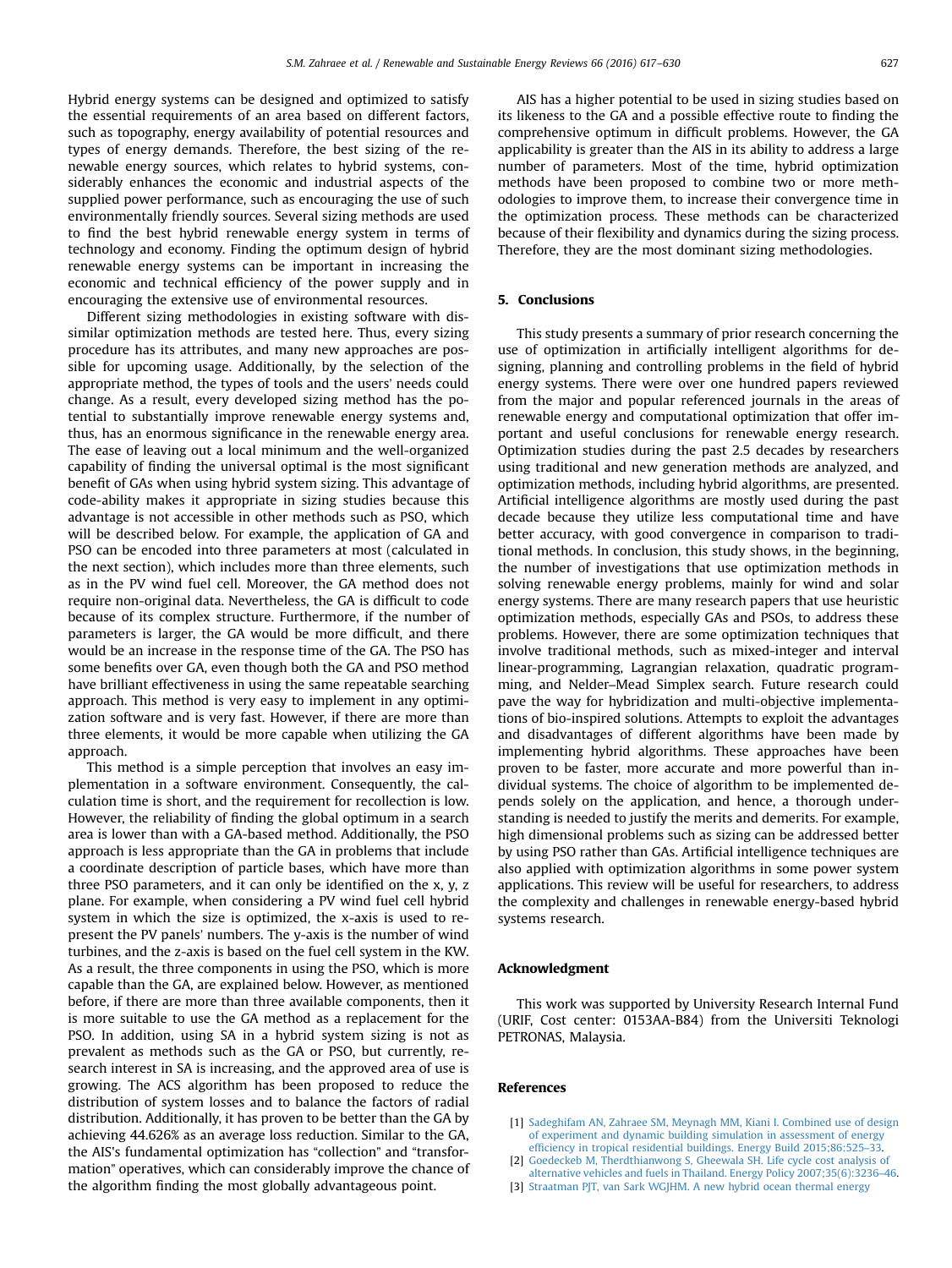Hybrid energy systems can be designed and optimized to satisfy the essential requirements of an area based on different factors, such as topography, energy availability of potential resources and types of energy demands. Therefore, the best sizing of the renewable energy sources, which relates to hybrid systems, considerably enhances the economic and industrial aspects of the supplied power performance, such as encouraging the use of such environmentally friendly sources. Several sizing methods are used to find the best hybrid renewable energy system in terms of technology and economy. Finding the optimum design of hybrid renewable energy systems can be important in increasing the economic and technical efficiency of the power supply and in encouraging the extensive use of environmental resources.

Different sizing methodologies in existing software with dissimilar optimization methods are tested here. Thus, every sizing procedure has its attributes, and many new approaches are possible for upcoming usage. Additionally, by the selection of the appropriate method, the types of tools and the users' needs could change. As a result, every developed sizing method has the potential to substantially improve renewable energy systems and, thus, has an enormous significance in the renewable energy area. The ease of leaving out a local minimum and the well-organized capability of finding the universal optimal is the most significant benefit of GAs when using hybrid system sizing. This advantage of code-ability makes it appropriate in sizing studies because this advantage is not accessible in other methods such as PSO, which will be described below. For example, the application of GA and PSO can be encoded into three parameters at most (calculated in the next section), which includes more than three elements, such as in the PV wind fuel cell. Moreover, the GA method does not require non-original data. Nevertheless, the GA is difficult to code because of its complex structure. Furthermore, if the number of parameters is larger, the GA would be more difficult, and there would be an increase in the response time of the GA. The PSO has some benefits over GA, even though both the GA and PSO method have brilliant effectiveness in using the same repeatable searching approach. This method is very easy to implement in any optimization software and is very fast. However, if there are more than three elements, it would be more capable when utilizing the GA approach.

This method is a simple perception that involves an easy implementation in a software environment. Consequently, the calculation time is short, and the requirement for recollection is low. However, the reliability of finding the global optimum in a search area is lower than with a GA-based method. Additionally, the PSO approach is less appropriate than the GA in problems that include a coordinate description of particle bases, which have more than three PSO parameters, and it can only be identified on the x, y, z plane. For example, when considering a PV wind fuel cell hybrid system in which the size is optimized, the x-axis is used to represent the PV panels' numbers. The y-axis is the number of wind turbines, and the z-axis is based on the fuel cell system in the KW. As a result, the three components in using the PSO, which is more capable than the GA, are explained below. However, as mentioned before, if there are more than three available components, then it is more suitable to use the GA method as a replacement for the PSO. In addition, using SA in a hybrid system sizing is not as prevalent as methods such as the GA or PSO, but currently, research interest in SA is increasing, and the approved area of use is growing. The ACS algorithm has been proposed to reduce the distribution of system losses and to balance the factors of radial distribution. Additionally, it has proven to be better than the GA by achieving 44.626% as an average loss reduction. Similar to the GA, the AIS's fundamental optimization has "collection" and "transformation" operatives, which can considerably improve the chance of the algorithm finding the most globally advantageous point.

AIS has a higher potential to be used in sizing studies based on its likeness to the GA and a possible effective route to finding the comprehensive optimum in difficult problems. However, the GA applicability is greater than the AIS in its ability to address a large number of parameters. Most of the time, hybrid optimization methods have been proposed to combine two or more methodologies to improve them, to increase their convergence time in the optimization process. These methods can be characterized because of their flexibility and dynamics during the sizing process. Therefore, they are the most dominant sizing methodologies.

## 5. Conclusions

This study presents a summary of prior research concerning the use of optimization in artificially intelligent algorithms for designing, planning and controlling problems in the field of hybrid energy systems. There were over one hundred papers reviewed from the major and popular referenced journals in the areas of renewable energy and computational optimization that offer important and useful conclusions for renewable energy research. Optimization studies during the past 2.5 decades by researchers using traditional and new generation methods are analyzed, and optimization methods, including hybrid algorithms, are presented. Artificial intelligence algorithms are mostly used during the past decade because they utilize less computational time and have better accuracy, with good convergence in comparison to traditional methods. In conclusion, this study shows, in the beginning, the number of investigations that use optimization methods in solving renewable energy problems, mainly for wind and solar energy systems. There are many research papers that use heuristic optimization methods, especially GAs and PSOs, to address these problems. However, there are some optimization techniques that involve traditional methods, such as mixed-integer and interval linear-programming, Lagrangian relaxation, quadratic programming, and Nelder–Mead Simplex search. Future research could pave the way for hybridization and multi-objective implementations of bio-inspired solutions. Attempts to exploit the advantages and disadvantages of different algorithms have been made by implementing hybrid algorithms. These approaches have been proven to be faster, more accurate and more powerful than individual systems. The choice of algorithm to be implemented depends solely on the application, and hence, a thorough understanding is needed to justify the merits and demerits. For example, high dimensional problems such as sizing can be addressed better by using PSO rather than GAs. Artificial intelligence techniques are also applied with optimization algorithms in some power system applications. This review will be useful for researchers, to address the complexity and challenges in renewable energy-based hybrid systems research.

## Acknowledgment

This work was supported by University Research Internal Fund (URIF, Cost center: 0153AA-B84) from the Universiti Teknologi PETRONAS, Malaysia.

## References

[1] Sadeghifam AN, Zahraee SM, Meynagh MM, Kiani I. Combined use of design of experiment and dynamic building simulation in assessment of energy efficiency in tropical residential buildings. Energy Build 2015;86:525–33.

[2] Goedeckeb M, Therdthianwong S, Gheewala SH. Life cycle cost analysis of alternative vehicles and fuels in Thailand. Energy Policy 2007;35(6):3236–46.

[3] Straatman PJT, van Sark WGJHM. A new hybrid ocean thermal energy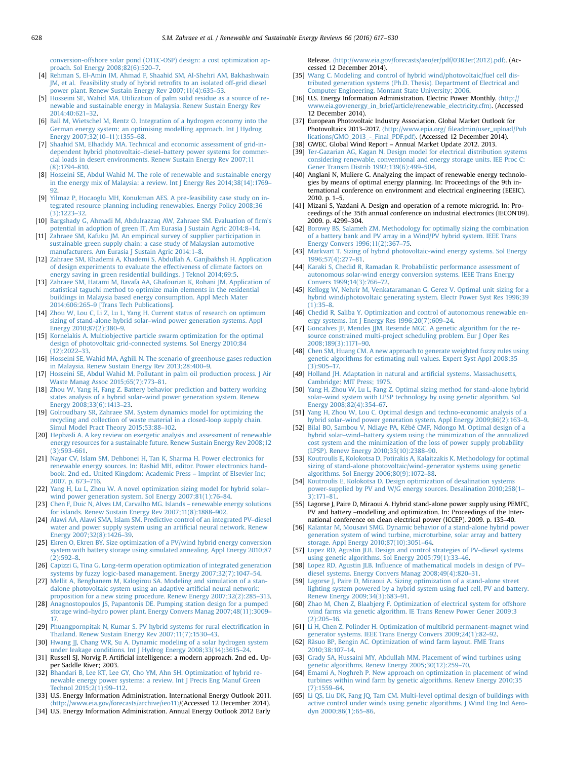conversion-offshore solar pond (OTEC-OSP) design: a cost optimization approach. Sol Energy 2008;82(6):520–7.

[4] Rehman S, El-Amin IM, Ahmad F, Shaahid SM, Al-Shehri AM, Bakhashwain JM, et al. Feasibility study of hybrid retrofits to an isolated off-grid diesel power plant. Renew Sustain Energy Rev 2007;11(4):635–53.

[5] Hosseini SE, Wahid MA. Utilization of palm solid residue as a source of renewable and sustainable energy in Malaysia. Renew Sustain Energy Rev 2014;40:621–32.

[6] Ball M, Wietschel M, Rentz O. Integration of a hydrogen economy into the German energy system: an optimising modelling approach. Int J Hydrog Energy 2007;32(10–11):1355–68.

[7] Shaahid SM, Elhadidy MA. Technical and economic assessment of grid-independent hybrid photovoltaic–diesel–battery power systems for commercial loads in desert environments. Renew Sustain Energy Rev 2007;11 (8):1794–810.

[8] Hosseini SE, Abdul Wahid M. The role of renewable and sustainable energy in the energy mix of Malaysia: a review. Int J Energy Res 2014;38(14):1769–92.

[9] Yilmaz P, Hocaoglu MH, Konukman AES. A pre-feasibility case study on integrated resource planning including renewables. Energy Policy 2008;36 (3):1223–32.

[10] Bargshady G, Ahmadi M, Abdulrazzaq AW, Zahraee SM. Evaluation of firm's potential in adoption of green IT. Am Eurasia J Sustain Agric 2014:8–14.

[11] Zahraee SM, Kafuku JM. An empirical survey of supplier participation in sustainable green supply chain: a case study of Malaysian automotive manufacturers. Am Eurasia J Sustain Agric 2014:1–8.

[12] Zahraee SM, Khademi A, Khademi S, Abdullah A, Ganjbakhsh H. Application of design experiments to evaluate the effectiveness of climate factors on energy saving in green residential buildings. J Teknol 2014;69:5.

[13] Zahraee SM, Hatami M, Bavafa AA, Ghafourian K, Rohani JM. Application of statistical taguchi method to optimize main elements in the residential buildings in Malaysia based energy consumption. Appl Mech Mater 2014;606:265–9 [Trans Tech Publications].

[14] Zhou W, Lou C, Li Z, Lu L, Yang H. Current status of research on optimum sizing of stand-alone hybrid solar–wind power generation systems. Appl Energy 2010;87(2):380–9.

[15] Kornelakis A. Multiobjective particle swarm optimization for the optimal design of photovoltaic grid-connected systems. Sol Energy 2010;84 (12):2022–33.

[16] Hosseini SE, Wahid MA, Aghili N. The scenario of greenhouse gases reduction in Malaysia. Renew Sustain Energy Rev 2013;28:400–9.

[17] Hosseini SE, Abdul Wahid M. Pollutant in palm oil production process. J Air Waste Manag Assoc 2015;65(7):773–81.

[18] Zhou W, Yang H, Fang Z. Battery behavior prediction and battery working states analysis of a hybrid solar–wind power generation system. Renew Energy 2008;33(6):1413–23.

[19] Golroudbary SR, Zahraee SM. System dynamics model for optimizing the recycling and collection of waste material in a closed-loop supply chain. Simul Model Pract Theory 2015;53:88–102.

[20] Hepbasli A. A key review on exergetic analysis and assessment of renewable energy resources for a sustainable future. Renew Sustain Energy Rev 2008;12 (3):593–661.

[21] Nayar CV, Islam SM, Dehbonei H, Tan K, Sharma H. Power electronics for renewable energy sources. In: Rashid MH, editor. Power electronics handbook. 2nd ed.. United Kingdom: Academic Press – Imprint of Elsevier Inc; 2007. p. 673–716.

[22] Yang H, Lu L, Zhou W. A novel optimization sizing model for hybrid solar–wind power generation system. Sol Energy 2007;81(1):76–84.

[23] Chen F, Duic N, Alves LM, Carvalho MG. Islands – renewable energy solutions for islands. Renew Sustain Energy Rev 2007;11(8):1888–902.

[24] Alawi AA, Alawi SMA, Islam SM. Predictive control of an integrated PV–diesel water and power supply system using an artificial neural network. Renew Energy 2007;32(8):1426–39.

[25] Ekren O, Ekren BY. Size optimization of a PV/wind hybrid energy conversion system with battery storage using simulated annealing. Appl Energy 2010;87 (2):592–8.

[26] Capizzi G, Tina G. Long-term operation optimization of integrated generation systems by fuzzy logic-based management. Energy 2007;32(7):1047–54.

[27] Mellit A, Benghanem M, Kalogirou SA. Modeling and simulation of a standalone photovoltaic system using an adaptive artificial neural network: proposition for a new sizing procedure. Renew Energy 2007;32(2):285–313.

[28] Anagnostopoulos JS, Papantonis DE. Pumping station design for a pumped storage wind–hydro power plant. Energy Convers Manag 2007;48(11):3009–17.

[29] Phuangpornpitak N, Kumar S. PV hybrid systems for rural electrification in Thailand. Renew Sustain Energy Rev 2007;11(7):1530–43.

[30] Hwang JJ, Chang WR, Su A. Dynamic modeling of a solar hydrogen system under leakage conditions. Int J Hydrog Energy 2008;33(14):3615–24.

[31] Russell SJ, Norvig P. Artificial intelligence: a modern approach. 2nd ed.. Upper Saddle River; 2003.

[32] Bhandari B, Lee KT, Lee GY, Cho YM, Ahn SH. Optimization of hybrid renewable energy power systems: a review. Int J Precis Eng Manuf Green Technol 2015;2(1):99–112.

[33] U.S. Energy Information Administration. International Energy Outlook 2011. ⟨http://www.eia.gov/forecasts/archive/ieo11⟩(Accessed 12 December 2014).

[34] U.S. Energy Information Administration. Annual Energy Outlook 2012 Early Release. ⟨http://www.eia.gov/forecasts/aeo/er/pdf/0383er(2012).pdf⟩. (Accessed 12 December 2014).

[35] Wang C. Modeling and control of hybrid wind/photovoltaic/fuel cell distributed generation systems (Ph.D. Thesis). Department of Electrical and Computer Engineering, Montant State University; 2006.

[36] U.S. Energy Information Administration. Electric Power Monthly. ⟨http://www.eia.gov/energy_in_brief/article/renewable_electricity.cfm⟩. (Accessed 12 December 2014).

[37] European Photovoltaic Industry Association. Global Market Outlook for Photovoltaics 2013–2017. ⟨http://www.epia.org/ fileadmin/user_upload/Publications/GMO_2013_-_Final_PDF.pdf⟩. (Accessed 12 December 2014).

[38] GWEC. Global Wind Report – Annual Market Update 2012. 2013.

[39] Ter-Gazarian AG, Kagan N. Design model for electrical distribution systems considering renewable, conventional and energy storage units. IEE Proc C: Gener Transm Distrib 1992;139(6):499–504.

[40] Anglani N, Muliere G. Analyzing the impact of renewable energy technologies by means of optimal energy planning. In: Proceedings of the 9th international conference on environment and electrical engineering (EEEIC). 2010. p. 1–5.

[41] Mizani S, Yazdani A. Design and operation of a remote microgrid. In: Proceedings of the 35th annual conference on industrial electronics (IECON'09). 2009. p. 4299–304.

[42] Borowy BS, Salameh ZM. Methodology for optimally sizing the combination of a battery bank and PV array in a Wind/PV hybrid system. IEEE Trans Energy Convers 1996;11(2):367–75.

[43] Markvart T. Sizing of hybrid photovoltaic-wind energy systems. Sol Energy 1996;57(4):277–81.

[44] Karaki S, Chedid R, Ramadan R. Probabilistic performance assessment of autonomous solar-wind energy conversion systems. IEEE Trans Energy Convers 1999;14(3):766–72.

[45] Kellogg W, Nehrir M, Venkataramanan G, Gerez V. Optimal unit sizing for a hybrid wind/photovoltaic generating system. Electr Power Syst Res 1996;39 (1):35–8.

[46] Chedid R, Saliba Y. Optimization and control of autonomous renewable energy systems. Int J Energy Res 1996;20(7):609–24.

[47] Goncalves JF, Mendes JJM, Resende MGC. A genetic algorithm for the resource constrained multi-project scheduling problem. Eur J Oper Res 2008;189(3):1171–90.

[48] Chen SM, Huang CM. A new approach to generate weighted fuzzy rules using genetic algorithms for estimating null values. Expert Syst Appl 2008;35 (3):905–17.

[49] Holland JH. Adaptation in natural and artificial systems. Massachusetts, Cambridge: MIT Press; 1975.

[50] Yang H, Zhou W, Lu L, Fang Z. Optimal sizing method for stand-alone hybrid solar–wind system with LPSP technology by using genetic algorithm. Sol Energy 2008;82(4):354–67.

[51] Yang H, Zhou W, Lou C. Optimal design and techno-economic analysis of a hybrid solar–wind power generation system. Appl Energy 2009;86(2):163–9.

[52] Bilal BO, Sambou V, Ndiaye PA, Kébé CMF, Ndongo M. Optimal design of a hybrid solar–wind–battery system using the minimization of the annualized cost system and the minimization of the loss of power supply probability (LPSP). Renew Energy 2010;35(10):2388–90.

[53] Koutroulis E, Kolokotsa D, Potirakis A, Kalaitzakis K. Methodology for optimal sizing of stand-alone photovoltaic/wind-generator systems using genetic algorithms. Sol Energy 2006;80(9):1072–88.

[54] Koutroulis E, Kolokotsa D. Design optimization of desalination systems power-supplied by PV and W/G energy sources. Desalination 2010;258(1–3):171–81.

[55] Lagorse J, Paire D, Miraoui A. Hybrid stand-alone power supply using PEMFC, PV and battery –modelling and optimization. In: Proceedings of the International conference on clean electrical power (ICCEP). 2009. p. 135–40.

[56] Kalantar M, Mousavi SMG. Dynamic behavior of a stand-alone hybrid power generation system of wind turbine, microturbine, solar array and battery storage. Appl Energy 2010;87(10):3051–64.

[57] Lopez RD, Agustin JLB. Design and control strategies of PV–diesel systems using genetic algorithms. Sol Energy 2005;79(1):33–46.

[58] Lopez RD, Agustin JLB. Influence of mathematical models in design of PV–diesel systems. Energy Convers Manag 2008;49(4):820–31.

[59] Lagorse J, Paire D, Miraoui A. Sizing optimization of a stand-alone street lighting system powered by a hybrid system using fuel cell, PV and battery. Renew Energy 2009;34(3):683–91.

[60] Zhao M, Chen Z, Blaabjerg F. Optimization of electrical system for offshore wind farms via genetic algorithm. IE Trans Renew Power Gener 2009;3 (2):205–16.

[61] Li H, Chen Z, Polinder H. Optimization of multibrid permanent-magnet wind generator systems. IEEE Trans Energy Convers 2009;24(1):82–92.

[62] Răsuo BP, Bengin AC. Optimization of wind farm layout. FME Trans 2010;38:107–14.

[63] Grady SA, Hussaini MY, Abdullah MM. Placement of wind turbines using genetic algorithms. Renew Energy 2005;30(12):259–70.

[64] Emami A, Noghreh P. New approach on optimization in placement of wind turbines within wind farm by genetic algorithms. Renew Energy 2010;35 (7):1559–64.

[65] Li QS, Liu DK, Fang JQ, Tam CM. Multi-level optimal design of buildings with active control under winds using genetic algorithms. J Wind Eng Ind Aerodyn 2000;86(1):65–86.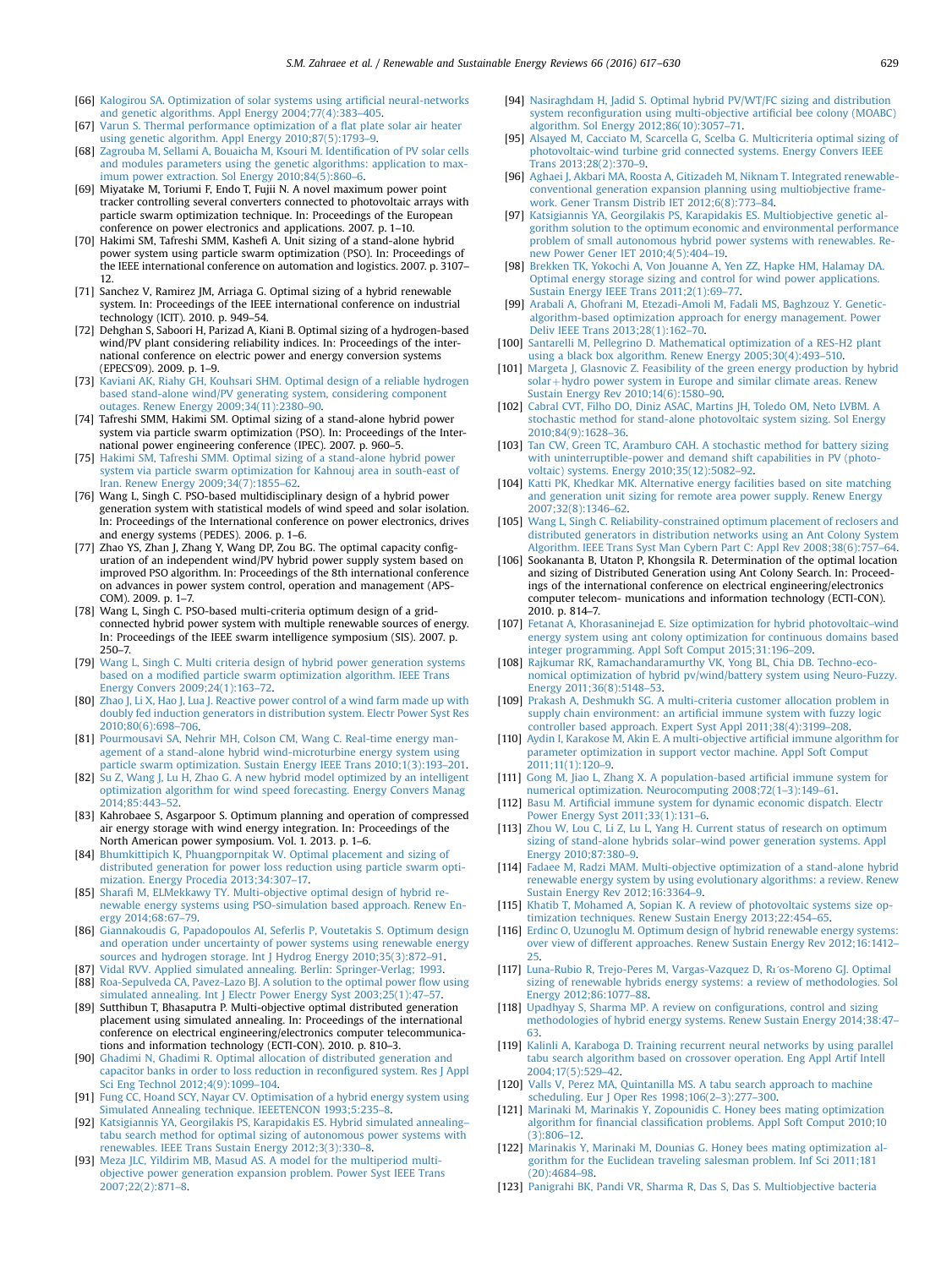[66] Kalogirou SA. Optimization of solar systems using artificial neural-networks and genetic algorithms. Appl Energy 2004;77(4):383–405.

[67] Varun S. Thermal performance optimization of a flat plate solar air heater using genetic algorithm. Appl Energy 2010;87(5):1793–9.

[68] Zagrouba M, Sellami A, Bouaicha M, Ksouri M. Identification of PV solar cells and modules parameters using the genetic algorithms: application to maximum power extraction. Sol Energy 2010;84(5):860–6.

[69] Miyatake M, Toriumi F, Endo T, Fujii N. A novel maximum power point tracker controlling several converters connected to photovoltaic arrays with particle swarm optimization technique. In: Proceedings of the European conference on power electronics and applications. 2007. p. 1–10.

[70] Hakimi SM, Tafreshi SMM, Kashefi A. Unit sizing of a stand-alone hybrid power system using particle swarm optimization (PSO). In: Proceedings of the IEEE international conference on automation and logistics. 2007. p. 3107–12.

[71] Sanchez V, Ramirez JM, Arriaga G. Optimal sizing of a hybrid renewable system. In: Proceedings of the IEEE international conference on industrial technology (ICIT). 2010. p. 949–54.

[72] Dehghan S, Saboori H, Parizad A, Kiani B. Optimal sizing of a hydrogen-based wind/PV plant considering reliability indices. In: Proceedings of the international conference on electric power and energy conversion systems (EPECS'09). 2009. p. 1–9.

[73] Kaviani AK, Riahy GH, Kouhsari SHM. Optimal design of a reliable hydrogen based stand-alone wind/PV generating system, considering component outages. Renew Energy 2009;34(11):2380–90.

[74] Tafreshi SMM, Hakimi SM. Optimal sizing of a stand-alone hybrid power system via particle swarm optimization (PSO). In: Proceedings of the International power engineering conference (IPEC). 2007. p. 960–5.

[75] Hakimi SM, Tafreshi SMM. Optimal sizing of a stand-alone hybrid power system via particle swarm optimization for Kahnouj area in south-east of Iran. Renew Energy 2009;34(7):1855–62.

[76] Wang L, Singh C. PSO-based multidisciplinary design of a hybrid power generation system with statistical models of wind speed and solar isolation. In: Proceedings of the International conference on power electronics, drives and energy systems (PEDES). 2006. p. 1–6.

[77] Zhao YS, Zhan J, Zhang Y, Wang DP, Zou BG. The optimal capacity configuration of an independent wind/PV hybrid power supply system based on improved PSO algorithm. In: Proceedings of the 8th international conference on advances in power system control, operation and management (APSCOM). 2009. p. 1–7.

[78] Wang L, Singh C. PSO-based multi-criteria optimum design of a grid-connected hybrid power system with multiple renewable sources of energy. In: Proceedings of the IEEE swarm intelligence symposium (SIS). 2007. p. 250–7.

[79] Wang L, Singh C. Multi criteria design of hybrid power generation systems based on a modified particle swarm optimization algorithm. IEEE Trans Energy Convers 2009;24(1):163–72.

[80] Zhao J, Li X, Hao J, Lua J. Reactive power control of a wind farm made up with doubly fed induction generators in distribution system. Electr Power Syst Res 2010;80(6):698–706.

[81] Pourmousavi SA, Nehrir MH, Colson CM, Wang C. Real-time energy management of a stand-alone hybrid wind-microturbine energy system using particle swarm optimization. Sustain Energy IEEE Trans 2010;1(3):193–201.

[82] Su Z, Wang J, Lu H, Zhao G. A new hybrid model optimized by an intelligent optimization algorithm for wind speed forecasting. Energy Convers Manag 2014;85:443–52.

[83] Kahrobaee S, Asgarpoor S. Optimum planning and operation of compressed air energy storage with wind energy integration. In: Proceedings of the North American power symposium. Vol. 1. 2013. p. 1–6.

[84] Bhumkittipich K, Phuangpornpitak W. Optimal placement and sizing of distributed generation for power loss reduction using particle swarm optimization. Energy Procedia 2013;34:307–17.

[85] Sharafi M, ELMekkawy TY. Multi-objective optimal design of hybrid renewable energy systems using PSO-simulation based approach. Renew Energy 2014;68:67–79.

[86] Giannakoudis G, Papadopoulos AI, Seferlis P, Voutetakis S. Optimum design and operation under uncertainty of power systems using renewable energy sources and hydrogen storage. Int J Hydrog Energy 2010;35(3):872–91.

[87] Vidal RVV. Applied simulated annealing. Berlin: Springer-Verlag; 1993.

[88] Roa-Sepulveda CA, Pavez-Lazo BJ. A solution to the optimal power flow using simulated annealing. Int J Electr Power Energy Syst 2003;25(1):47–57.

[89] Sutthibun T, Bhasaputra P. Multi-objective optimal distributed generation placement using simulated annealing. In: Proceedings of the international conference on electrical engineering/electronics computer telecommunications and information technology (ECTI-CON). 2010. p. 810–3.

[90] Ghadimi N, Ghadimi R. Optimal allocation of distributed generation and capacitor banks in order to loss reduction in reconfigured system. Res J Appl Sci Eng Technol 2012;4(9):1099–104.

[91] Fung CC, Hoand SCY, Nayar CV. Optimisation of a hybrid energy system using Simulated Annealing technique. IEEETENCON 1993;5:235–8.

[92] Katsigiannis YA, Georgilakis PS, Karapidakis ES. Hybrid simulated annealing–tabu search method for optimal sizing of autonomous power systems with renewables. IEEE Trans Sustain Energy 2012;3(3):330–8.

[93] Meza JLC, Yildirim MB, Masud AS. A model for the multiperiod multiobjective power generation expansion problem. Power Syst IEEE Trans 2007;22(2):871–8.

[94] Nasiraghdam H, Jadid S. Optimal hybrid PV/WT/FC sizing and distribution system reconfiguration using multi-objective artificial bee colony (MOABC) algorithm. Sol Energy 2012;86(10):3057–71.

[95] Alsayed M, Cacciato M, Scarcella G, Scelba G. Multicriteria optimal sizing of photovoltaic-wind turbine grid connected systems. Energy Convers IEEE Trans 2013;28(2):370–9.

[96] Aghaei J, Akbari MA, Roosta A, Gitizadeh M, Niknam T. Integrated renewable-conventional generation expansion planning using multiobjective framework. Gener Transm Distrib IET 2012;6(8):773–84.

[97] Katsigiannis YA, Georgilakis PS, Karapidakis ES. Multiobjective genetic algorithm solution to the optimum economic and environmental performance problem of small autonomous hybrid power systems with renewables. Renew Power Gener IET 2010;4(5):404–19.

[98] Brekken TK, Yokochi A, Von Jouanne A, Yen ZZ, Hapke HM, Halamay DA. Optimal energy storage sizing and control for wind power applications. Sustain Energy IEEE Trans 2011;2(1):69–77.

[99] Arabali A, Ghofrani M, Etezadi-Amoli M, Fadali MS, Baghzouz Y. Genetic-algorithm-based optimization approach for energy management. Power Deliv IEEE Trans 2013;28(1):162–70.

[100] Santarelli M, Pellegrino D. Mathematical optimization of a RES-H2 plant using a black box algorithm. Renew Energy 2005;30(4):493–510.

[101] Margeta J, Glasnovic Z. Feasibility of the green energy production by hybrid solar + hydro power system in Europe and similar climate areas. Renew Sustain Energy Rev 2010;14(6):1580–90.

[102] Cabral CVT, Filho DO, Diniz ASAC, Martins JH, Toledo OM, Neto LVBM. A stochastic method for stand-alone photovoltaic system sizing. Sol Energy 2010;84(9):1628–36.

[103] Tan CW, Green TC, Aramburo CAH. A stochastic method for battery sizing with uninterruptible-power and demand shift capabilities in PV (photovoltaic) systems. Energy 2010;35(12):5082–92.

[104] Katti PK, Khedkar MK. Alternative energy facilities based on site matching and generation unit sizing for remote area power supply. Renew Energy 2007;32(8):1346–62.

[105] Wang L, Singh C. Reliability-constrained optimum placement of reclosers and distributed generators in distribution networks using an Ant Colony System Algorithm. IEEE Trans Syst Man Cybern Part C: Appl Rev 2008;38(6):757–64.

[106] Sookananta B, Utaton P, Khongsila R. Determination of the optimal location and sizing of Distributed Generation using Ant Colony Search. In: Proceedings of the international conference on electrical engineering/electronics computer telecom- munications and information technology (ECTI-CON). 2010. p. 814–7.

[107] Fetanat A, Khorasaninejad E. Size optimization for hybrid photovoltaic–wind energy system using ant colony optimization for continuous domains based integer programming. Appl Soft Comput 2015;31:196–209.

[108] Rajkumar RK, Ramachandaramurthy VK, Yong BL, Chia DB. Techno-economical optimization of hybrid pv/wind/battery system using Neuro-Fuzzy. Energy 2011;36(8):5148–53.

[109] Prakash A, Deshmukh SG. A multi-criteria customer allocation problem in supply chain environment: an artificial immune system with fuzzy logic controller based approach. Expert Syst Appl 2011;38(4):3199–208.

[110] Aydin I, Karakose M, Akin E. A multi-objective artificial immune algorithm for parameter optimization in support vector machine. Appl Soft Comput 2011;11(1):120–9.

[111] Gong M, Jiao L, Zhang X. A population-based artificial immune system for numerical optimization. Neurocomputing 2008;72(1–3):149–61.

[112] Basu M. Artificial immune system for dynamic economic dispatch. Electr Power Energy Syst 2011;33(1):131–6.

[113] Zhou W, Lou C, Li Z, Lu L, Yang H. Current status of research on optimum sizing of stand-alone hybrids solar–wind power generation systems. Appl Energy 2010;87:380–9.

[114] Fadaee M, Radzi MAM. Multi-objective optimization of a stand-alone hybrid renewable energy system by using evolutionary algorithms: a review. Renew Sustain Energy Rev 2012;16:3364–9.

[115] Khatib T, Mohamed A, Sopian K. A review of photovoltaic systems size optimization techniques. Renew Sustain Energy 2013;22:454–65.

[116] Erdinc O, Uzunoglu M. Optimum design of hybrid renewable energy systems: over view of different approaches. Renew Sustain Energy Rev 2012;16:1412–25.

[117] Luna-Rubio R, Trejo-Peres M, Vargas-Vazquez D, Rı´os-Moreno GJ. Optimal sizing of renewable hybrids energy systems: a review of methodologies. Sol Energy 2012;86:1077–88.

[118] Upadhyay S, Sharma MP. A review on configurations, control and sizing methodologies of hybrid energy systems. Renew Sustain Energy 2014;38:47–63.

[119] Kalinli A, Karaboga D. Training recurrent neural networks by using parallel tabu search algorithm based on crossover operation. Eng Appl Artif Intell 2004;17(5):529–42.

[120] Valls V, Perez MA, Quintanilla MS. A tabu search approach to machine scheduling. Eur J Oper Res 1998;106(2–3):277–300.

[121] Marinaki M, Marinakis Y, Zopounidis C. Honey bees mating optimization algorithm for financial classification problems. Appl Soft Comput 2010;10(3):806–12.

[122] Marinakis Y, Marinaki M, Dounias G. Honey bees mating optimization algorithm for the Euclidean traveling salesman problem. Inf Sci 2011;181(20):4684–98.

[123] Panigrahi BK, Pandi VR, Sharma R, Das S, Das S. Multiobjective bacteria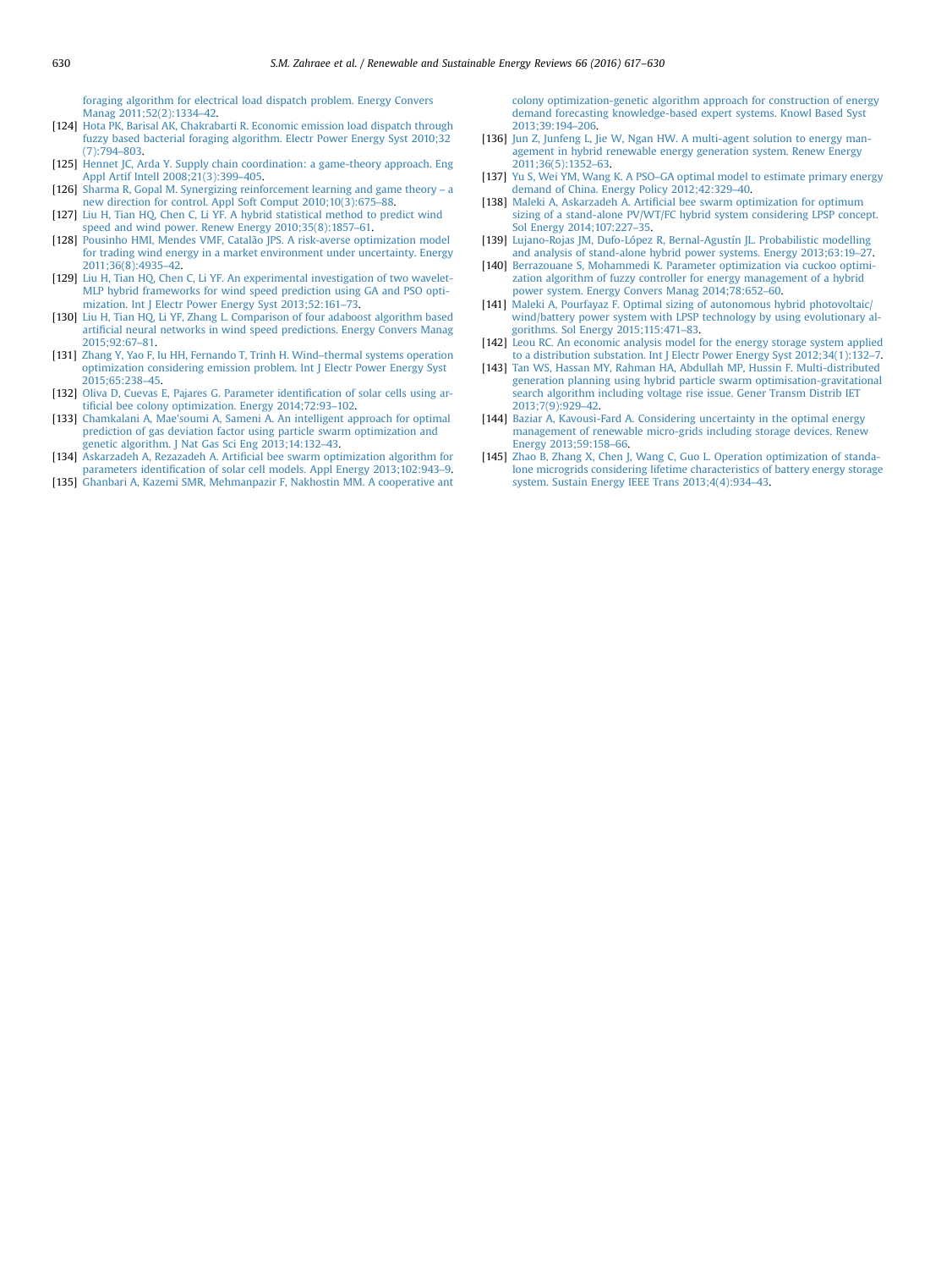foraging algorithm for electrical load dispatch problem. Energy Convers Manag 2011;52(2):1334–42.

[124] Hota PK, Barisal AK, Chakrabarti R. Economic emission load dispatch through fuzzy based bacterial foraging algorithm. Electr Power Energy Syst 2010;32 (7):794–803.

[125] Hennet JC, Arda Y. Supply chain coordination: a game-theory approach. Eng Appl Artif Intell 2008;21(3):399–405.

[126] Sharma R, Gopal M. Synergizing reinforcement learning and game theory – a new direction for control. Appl Soft Comput 2010;10(3):675–88.

[127] Liu H, Tian HQ, Chen C, Li YF. A hybrid statistical method to predict wind speed and wind power. Renew Energy 2010;35(8):1857–61.

[128] Pousinho HMI, Mendes VMF, Catalão JPS. A risk-averse optimization model for trading wind energy in a market environment under uncertainty. Energy 2011;36(8):4935–42.

[129] Liu H, Tian HQ, Chen C, Li YF. An experimental investigation of two wavelet-MLP hybrid frameworks for wind speed prediction using GA and PSO optimization. Int J Electr Power Energy Syst 2013;52:161–73.

[130] Liu H, Tian HQ, Li YF, Zhang L. Comparison of four adaboost algorithm based artificial neural networks in wind speed predictions. Energy Convers Manag 2015;92:67–81.

[131] Zhang Y, Yao F, Iu HH, Fernando T, Trinh H. Wind–thermal systems operation optimization considering emission problem. Int J Electr Power Energy Syst 2015;65:238–45.

[132] Oliva D, Cuevas E, Pajares G. Parameter identification of solar cells using artificial bee colony optimization. Energy 2014;72:93–102.

[133] Chamkalani A, Mae'soumi A, Sameni A. An intelligent approach for optimal prediction of gas deviation factor using particle swarm optimization and genetic algorithm. J Nat Gas Sci Eng 2013;14:132–43.

[134] Askarzadeh A, Rezazadeh A. Artificial bee swarm optimization algorithm for parameters identification of solar cell models. Appl Energy 2013;102:943–9.

[135] Ghanbari A, Kazemi SMR, Mehmanpazir F, Nakhostin MM. A cooperative ant colony optimization-genetic algorithm approach for construction of energy demand forecasting knowledge-based expert systems. Knowl Based Syst 2013;39:194–206.

[136] Jun Z, Junfeng L, Jie W, Ngan HW. A multi-agent solution to energy management in hybrid renewable energy generation system. Renew Energy 2011;36(5):1352–63.

[137] Yu S, Wei YM, Wang K. A PSO–GA optimal model to estimate primary energy demand of China. Energy Policy 2012;42:329–40.

[138] Maleki A, Askarzadeh A. Artificial bee swarm optimization for optimum sizing of a stand-alone PV/WT/FC hybrid system considering LPSP concept. Sol Energy 2014;107:227–35.

[139] Lujano-Rojas JM, Dufo-López R, Bernal-Agustín JL. Probabilistic modelling and analysis of stand-alone hybrid power systems. Energy 2013;63:19–27.

[140] Berrazouane S, Mohammedi K. Parameter optimization via cuckoo optimization algorithm of fuzzy controller for energy management of a hybrid power system. Energy Convers Manag 2014;78:652–60.

[141] Maleki A, Pourfayaz F. Optimal sizing of autonomous hybrid photovoltaic/wind/battery power system with LPSP technology by using evolutionary algorithms. Sol Energy 2015;115:471–83.

[142] Leou RC. An economic analysis model for the energy storage system applied to a distribution substation. Int J Electr Power Energy Syst 2012;34(1):132–7.

[143] Tan WS, Hassan MY, Rahman HA, Abdullah MP, Hussin F. Multi-distributed generation planning using hybrid particle swarm optimisation-gravitational search algorithm including voltage rise issue. Gener Transm Distrib IET 2013;7(9):929–42.

[144] Baziar A, Kavousi-Fard A. Considering uncertainty in the optimal energy management of renewable micro-grids including storage devices. Renew Energy 2013;59:158–66.

[145] Zhao B, Zhang X, Chen J, Wang C, Guo L. Operation optimization of standalone microgrids considering lifetime characteristics of battery energy storage system. Sustain Energy IEEE Trans 2013;4(4):934–43.